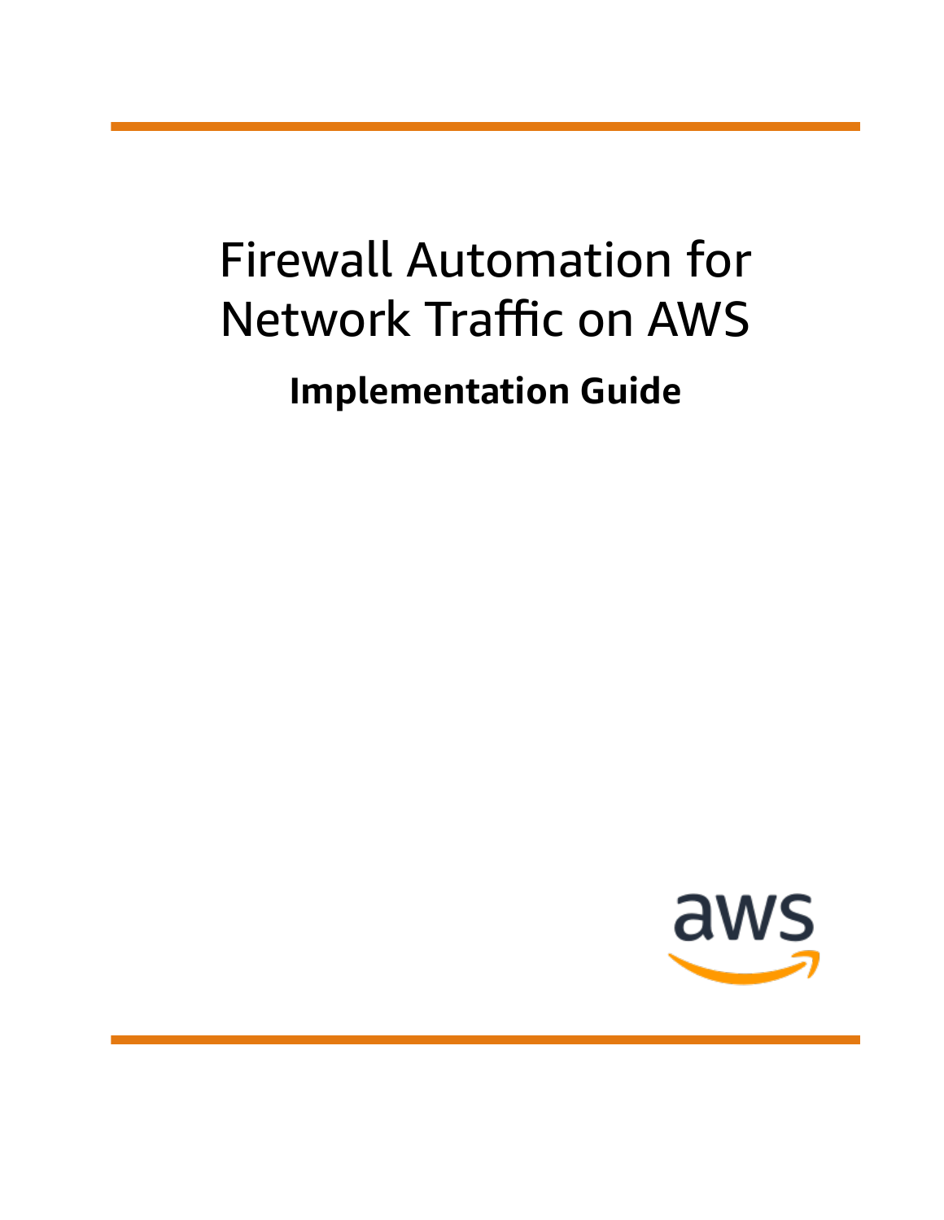# Firewall Automation for Network Traffic on AWS

## Implementation Guide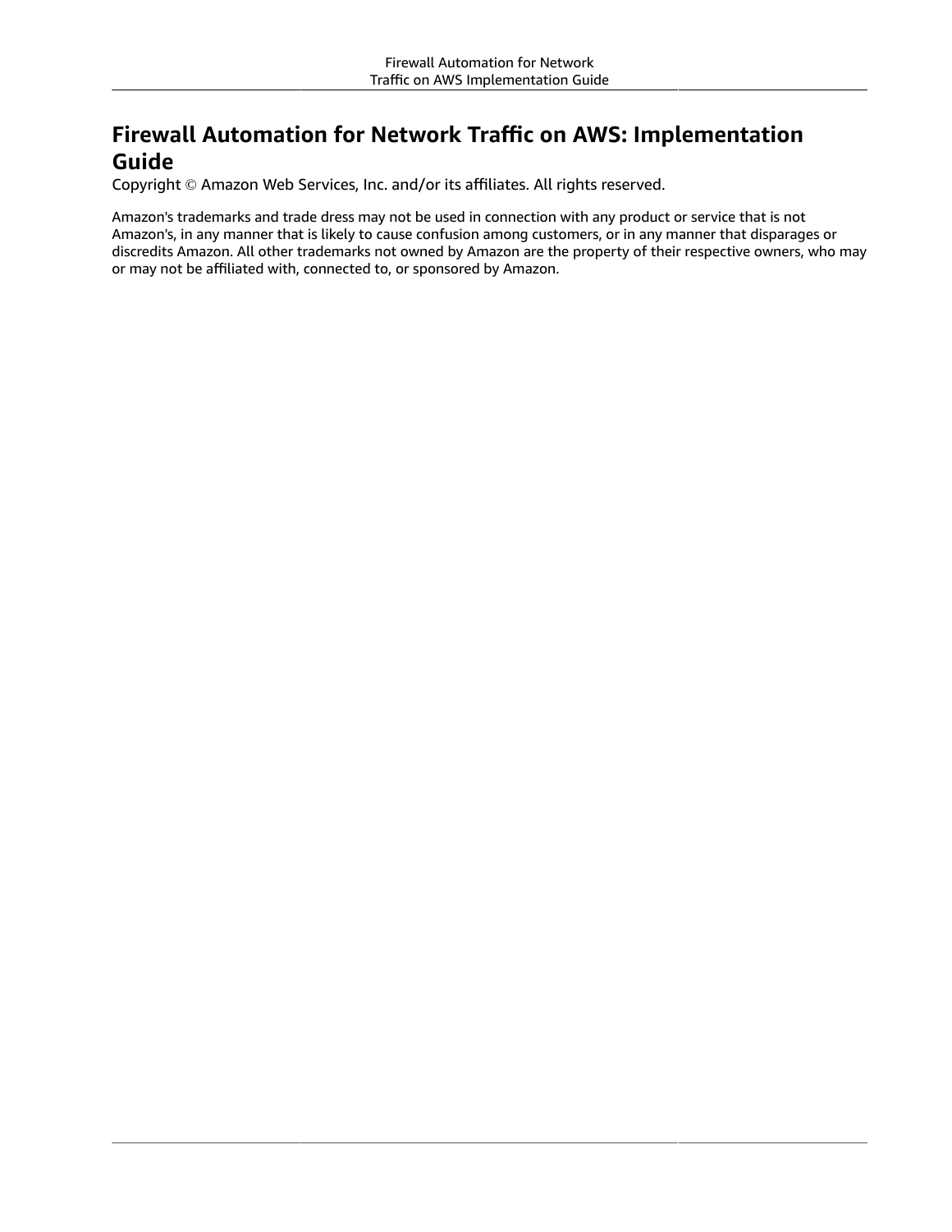# Firewall Automation for Network Traffic on AWS: Implementation Guide

Copyright © Amazon Web Services, Inc. and/or its affiliates. All rights reserved.

Amazon's trademarks and trade dress may not be used in connection with any product or service that is not Amazon's, in any manner that is likely to cause confusion among customers, or in any manner that disparages or discredits Amazon. All other trademarks not owned by Amazon are the property of their respective owners, who may or may not be affiliated with, connected to, or sponsored by Amazon.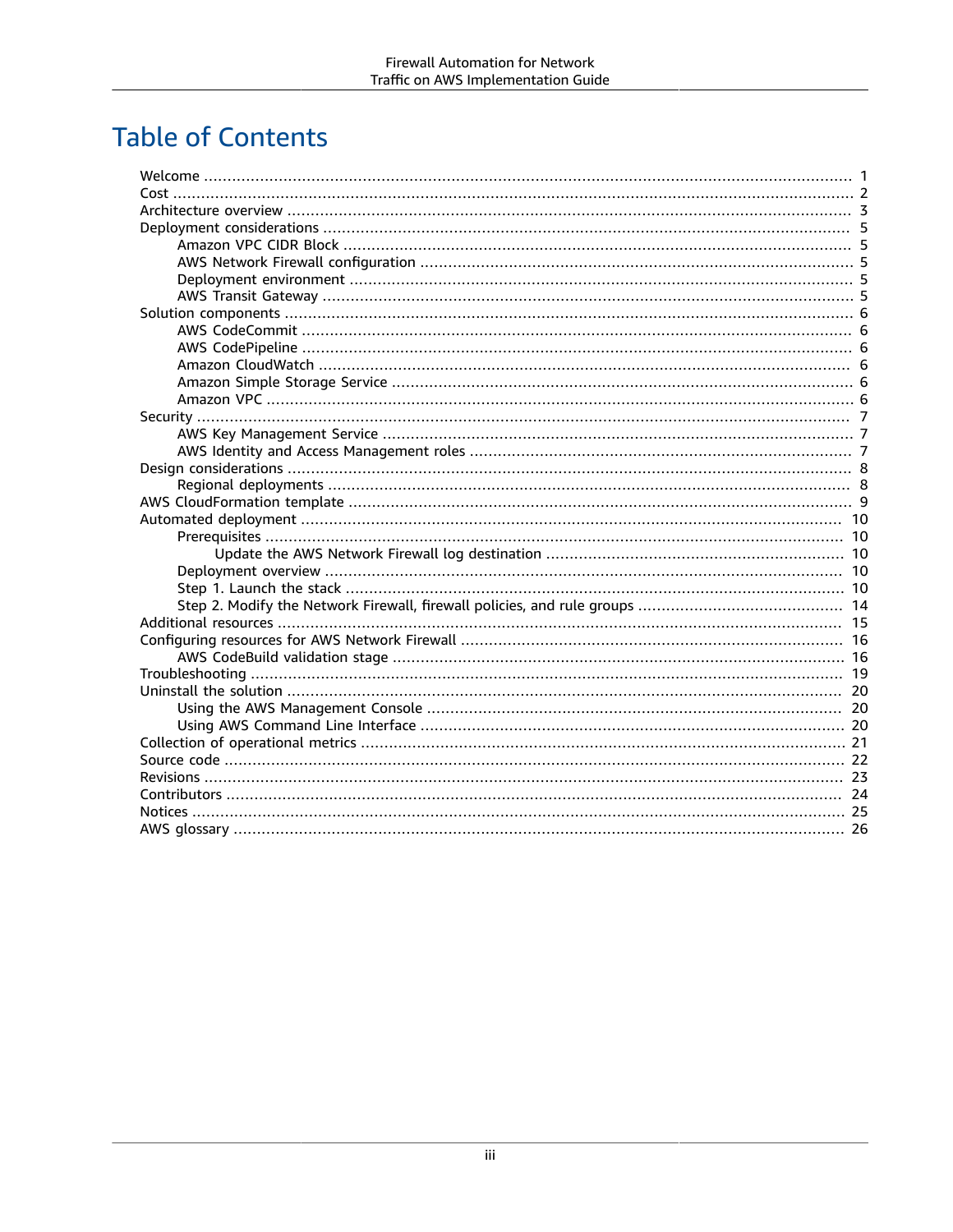# Table of Contents

- Welcome ... 1
- Cost ... 2
- Architecture overview ... 3
- Deployment considerations ... 5
  - Amazon VPC CIDR Block ... 5
  - AWS Network Firewall configuration ... 5
  - Deployment environment ... 5
  - AWS Transit Gateway ... 5
- Solution components ... 6
  - AWS CodeCommit ... 6
  - AWS CodePipeline ... 6
  - Amazon CloudWatch ... 6
  - Amazon Simple Storage Service ... 6
  - Amazon VPC ... 6
- Security ... 7
  - AWS Key Management Service ... 7
  - AWS Identity and Access Management roles ... 7
- Design considerations ... 8
  - Regional deployments ... 8
- AWS CloudFormation template ... 9
- Automated deployment ... 10
  - Prerequisites ... 10
    - Update the AWS Network Firewall log destination ... 10
  - Deployment overview ... 10
  - Step 1. Launch the stack ... 10
  - Step 2. Modify the Network Firewall, firewall policies, and rule groups ... 14
- Additional resources ... 15
- Configuring resources for AWS Network Firewall ... 16
  - AWS CodeBuild validation stage ... 16
- Troubleshooting ... 19
- Uninstall the solution ... 20
  - Using the AWS Management Console ... 20
  - Using AWS Command Line Interface ... 20
- Collection of operational metrics ... 21
- Source code ... 22
- Revisions ... 23
- Contributors ... 24
- Notices ... 25
- AWS glossary ... 26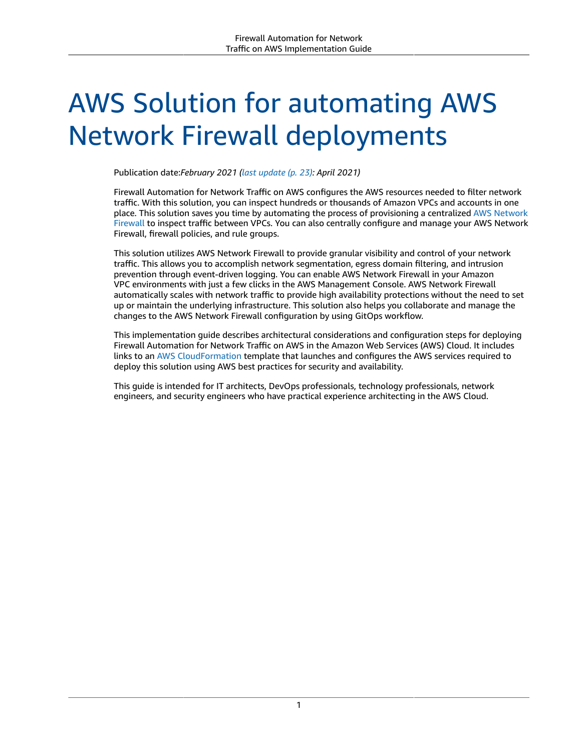# AWS Solution for automating AWS Network Firewall deployments

Publication date:*February 2021 (last update (p. 23): April 2021)*

Firewall Automation for Network Traffic on AWS configures the AWS resources needed to filter network traffic. With this solution, you can inspect hundreds or thousands of Amazon VPCs and accounts in one place. This solution saves you time by automating the process of provisioning a centralized AWS Network Firewall to inspect traffic between VPCs. You can also centrally configure and manage your AWS Network Firewall, firewall policies, and rule groups.

This solution utilizes AWS Network Firewall to provide granular visibility and control of your network traffic. This allows you to accomplish network segmentation, egress domain filtering, and intrusion prevention through event-driven logging. You can enable AWS Network Firewall in your Amazon VPC environments with just a few clicks in the AWS Management Console. AWS Network Firewall automatically scales with network traffic to provide high availability protections without the need to set up or maintain the underlying infrastructure. This solution also helps you collaborate and manage the changes to the AWS Network Firewall configuration by using GitOps workflow.

This implementation guide describes architectural considerations and configuration steps for deploying Firewall Automation for Network Traffic on AWS in the Amazon Web Services (AWS) Cloud. It includes links to an AWS CloudFormation template that launches and configures the AWS services required to deploy this solution using AWS best practices for security and availability.

This guide is intended for IT architects, DevOps professionals, technology professionals, network engineers, and security engineers who have practical experience architecting in the AWS Cloud.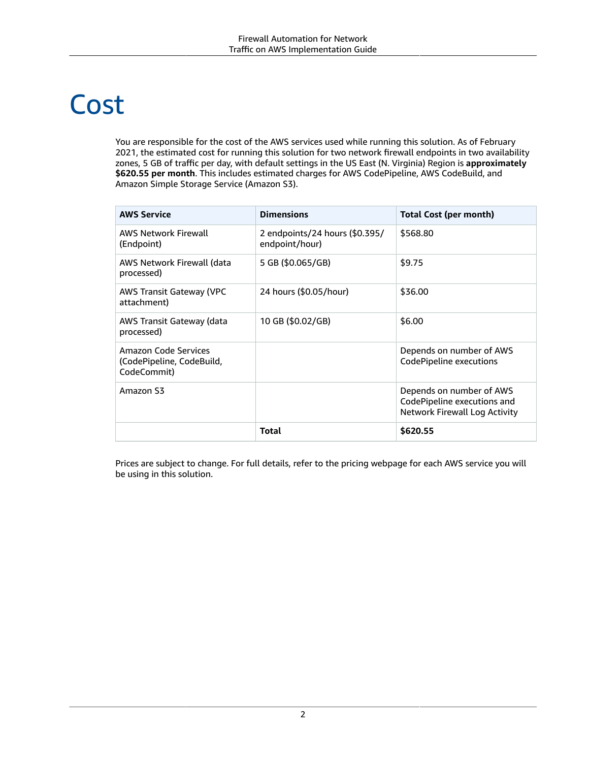# Cost

You are responsible for the cost of the AWS services used while running this solution. As of February 2021, the estimated cost for running this solution for two network firewall endpoints in two availability zones, 5 GB of traffic per day, with default settings in the US East (N. Virginia) Region is **approximately $620.55 per month**. This includes estimated charges for AWS CodePipeline, AWS CodeBuild, and Amazon Simple Storage Service (Amazon S3).

| AWS Service | Dimensions | Total Cost (per month) |
| --- | --- | --- |
| AWS Network Firewall (Endpoint) | 2 endpoints/24 hours ($0.395/ endpoint/hour) | $568.80 |
| AWS Network Firewall (data processed) | 5 GB ($0.065/GB) | $9.75 |
| AWS Transit Gateway (VPC attachment) | 24 hours ($0.05/hour) | $36.00 |
| AWS Transit Gateway (data processed) | 10 GB ($0.02/GB) | $6.00 |
| Amazon Code Services (CodePipeline, CodeBuild, CodeCommit) | | Depends on number of AWS CodePipeline executions |
| Amazon S3 | | Depends on number of AWS CodePipeline executions and Network Firewall Log Activity |
| | **Total** | **$620.55** |

Prices are subject to change. For full details, refer to the pricing webpage for each AWS service you will be using in this solution.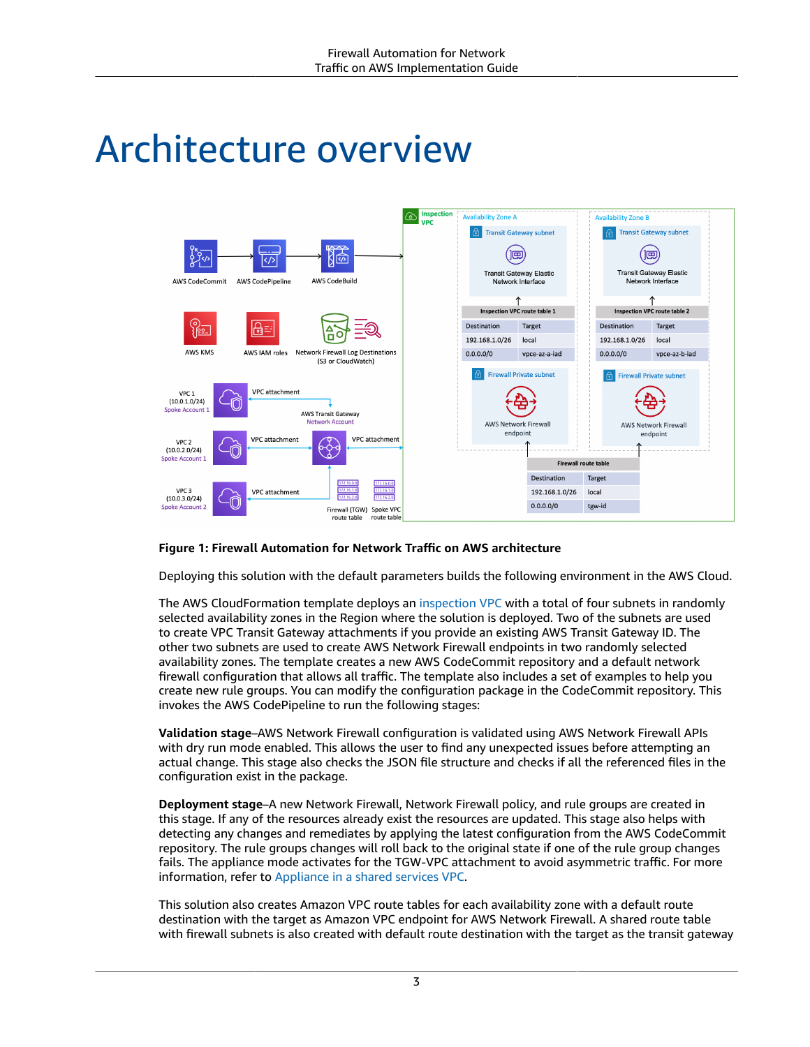# Architecture overview

**Figure 1: Firewall Automation for Network Traffic on AWS architecture**

Deploying this solution with the default parameters builds the following environment in the AWS Cloud.

The AWS CloudFormation template deploys an inspection VPC with a total of four subnets in randomly selected availability zones in the Region where the solution is deployed. Two of the subnets are used to create VPC Transit Gateway attachments if you provide an existing AWS Transit Gateway ID. The other two subnets are used to create AWS Network Firewall endpoints in two randomly selected availability zones. The template creates a new AWS CodeCommit repository and a default network firewall configuration that allows all traffic. The template also includes a set of examples to help you create new rule groups. You can modify the configuration package in the CodeCommit repository. This invokes the AWS CodePipeline to run the following stages:

**Validation stage**–AWS Network Firewall configuration is validated using AWS Network Firewall APIs with dry run mode enabled. This allows the user to find any unexpected issues before attempting an actual change. This stage also checks the JSON file structure and checks if all the referenced files in the configuration exist in the package.

**Deployment stage**–A new Network Firewall, Network Firewall policy, and rule groups are created in this stage. If any of the resources already exist the resources are updated. This stage also helps with detecting any changes and remediates by applying the latest configuration from the AWS CodeCommit repository. The rule groups changes will roll back to the original state if one of the rule group changes fails. The appliance mode activates for the TGW-VPC attachment to avoid asymmetric traffic. For more information, refer to Appliance in a shared services VPC.

This solution also creates Amazon VPC route tables for each availability zone with a default route destination with the target as Amazon VPC endpoint for AWS Network Firewall. A shared route table with firewall subnets is also created with default route destination with the target as the transit gateway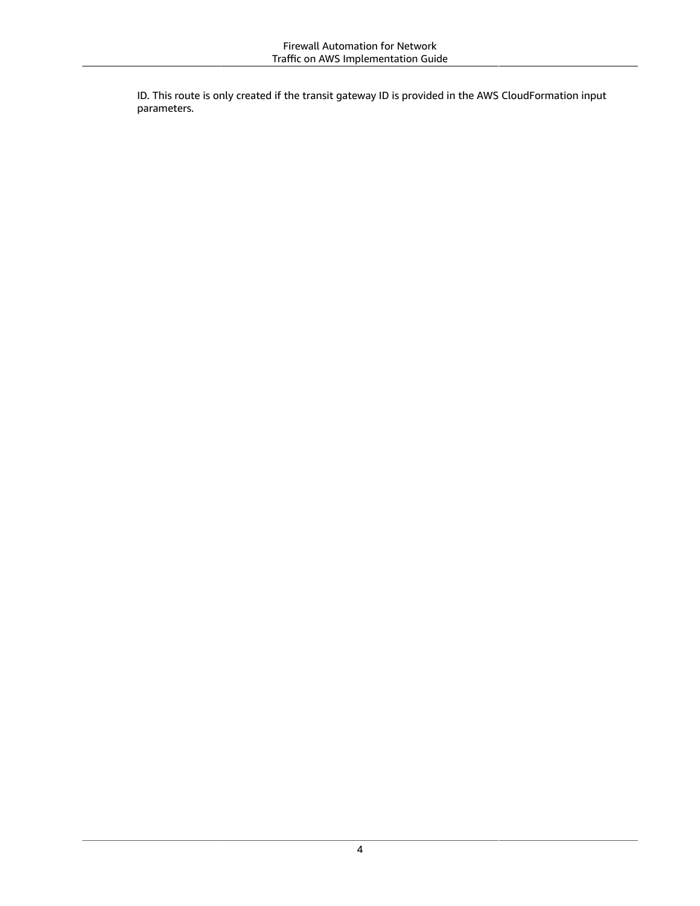ID. This route is only created if the transit gateway ID is provided in the AWS CloudFormation input parameters.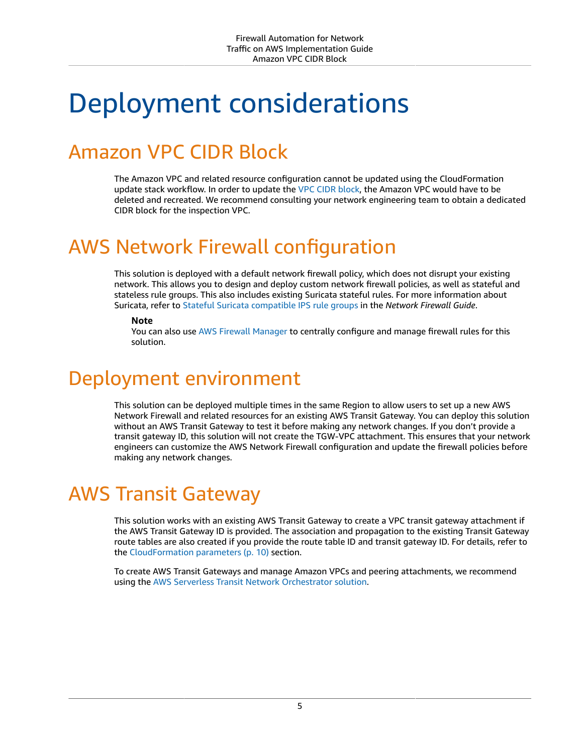# Deployment considerations

## Amazon VPC CIDR Block

The Amazon VPC and related resource configuration cannot be updated using the CloudFormation update stack workflow. In order to update the VPC CIDR block, the Amazon VPC would have to be deleted and recreated. We recommend consulting your network engineering team to obtain a dedicated CIDR block for the inspection VPC.

## AWS Network Firewall configuration

This solution is deployed with a default network firewall policy, which does not disrupt your existing network. This allows you to design and deploy custom network firewall policies, as well as stateful and stateless rule groups. This also includes existing Suricata stateful rules. For more information about Suricata, refer to Stateful Suricata compatible IPS rule groups in the *Network Firewall Guide*.

> **Note**
> You can also use AWS Firewall Manager to centrally configure and manage firewall rules for this solution.

## Deployment environment

This solution can be deployed multiple times in the same Region to allow users to set up a new AWS Network Firewall and related resources for an existing AWS Transit Gateway. You can deploy this solution without an AWS Transit Gateway to test it before making any network changes. If you don't provide a transit gateway ID, this solution will not create the TGW-VPC attachment. This ensures that your network engineers can customize the AWS Network Firewall configuration and update the firewall policies before making any network changes.

## AWS Transit Gateway

This solution works with an existing AWS Transit Gateway to create a VPC transit gateway attachment if the AWS Transit Gateway ID is provided. The association and propagation to the existing Transit Gateway route tables are also created if you provide the route table ID and transit gateway ID. For details, refer to the CloudFormation parameters (p. 10) section.

To create AWS Transit Gateways and manage Amazon VPCs and peering attachments, we recommend using the AWS Serverless Transit Network Orchestrator solution.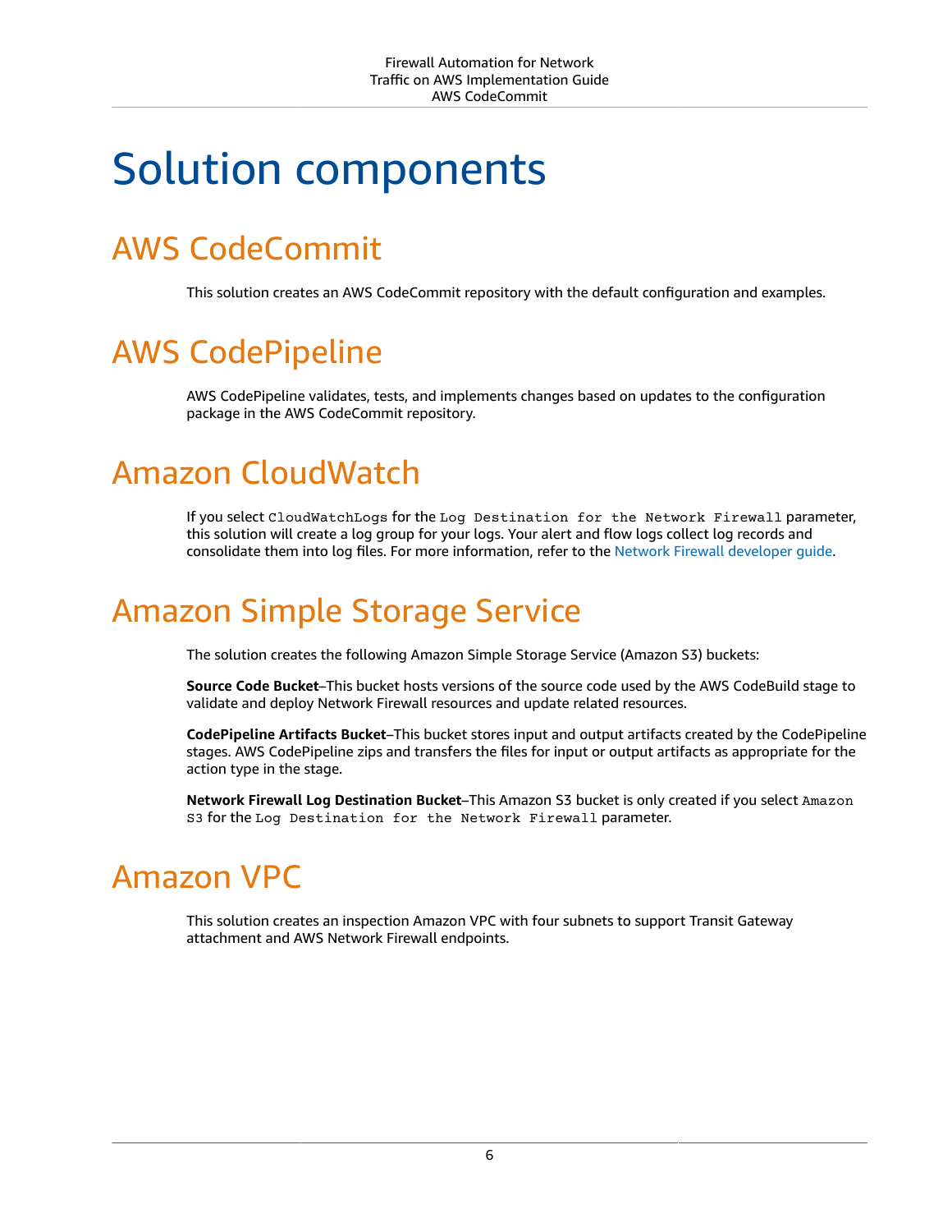# Solution components

## AWS CodeCommit

This solution creates an AWS CodeCommit repository with the default configuration and examples.

## AWS CodePipeline

AWS CodePipeline validates, tests, and implements changes based on updates to the configuration package in the AWS CodeCommit repository.

## Amazon CloudWatch

If you select `CloudWatchLogs` for the `Log Destination for the Network Firewall` parameter, this solution will create a log group for your logs. Your alert and flow logs collect log records and consolidate them into log files. For more information, refer to the Network Firewall developer guide.

## Amazon Simple Storage Service

The solution creates the following Amazon Simple Storage Service (Amazon S3) buckets:

**Source Code Bucket**–This bucket hosts versions of the source code used by the AWS CodeBuild stage to validate and deploy Network Firewall resources and update related resources.

**CodePipeline Artifacts Bucket**–This bucket stores input and output artifacts created by the CodePipeline stages. AWS CodePipeline zips and transfers the files for input or output artifacts as appropriate for the action type in the stage.

**Network Firewall Log Destination Bucket**–This Amazon S3 bucket is only created if you select `Amazon S3` for the `Log Destination for the Network Firewall` parameter.

## Amazon VPC

This solution creates an inspection Amazon VPC with four subnets to support Transit Gateway attachment and AWS Network Firewall endpoints.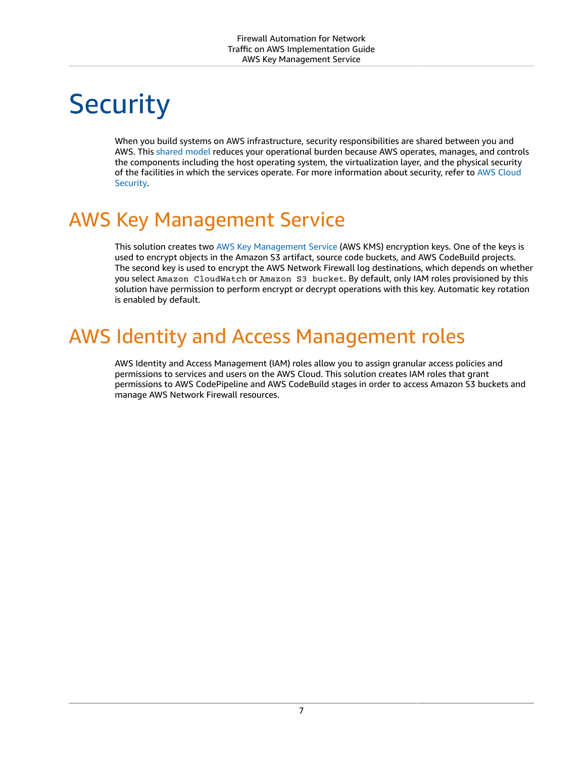# Security

When you build systems on AWS infrastructure, security responsibilities are shared between you and AWS. This shared model reduces your operational burden because AWS operates, manages, and controls the components including the host operating system, the virtualization layer, and the physical security of the facilities in which the services operate. For more information about security, refer to AWS Cloud Security.

## AWS Key Management Service

This solution creates two AWS Key Management Service (AWS KMS) encryption keys. One of the keys is used to encrypt objects in the Amazon S3 artifact, source code buckets, and AWS CodeBuild projects. The second key is used to encrypt the AWS Network Firewall log destinations, which depends on whether you select `Amazon CloudWatch` or `Amazon S3 bucket`. By default, only IAM roles provisioned by this solution have permission to perform encrypt or decrypt operations with this key. Automatic key rotation is enabled by default.

## AWS Identity and Access Management roles

AWS Identity and Access Management (IAM) roles allow you to assign granular access policies and permissions to services and users on the AWS Cloud. This solution creates IAM roles that grant permissions to AWS CodePipeline and AWS CodeBuild stages in order to access Amazon S3 buckets and manage AWS Network Firewall resources.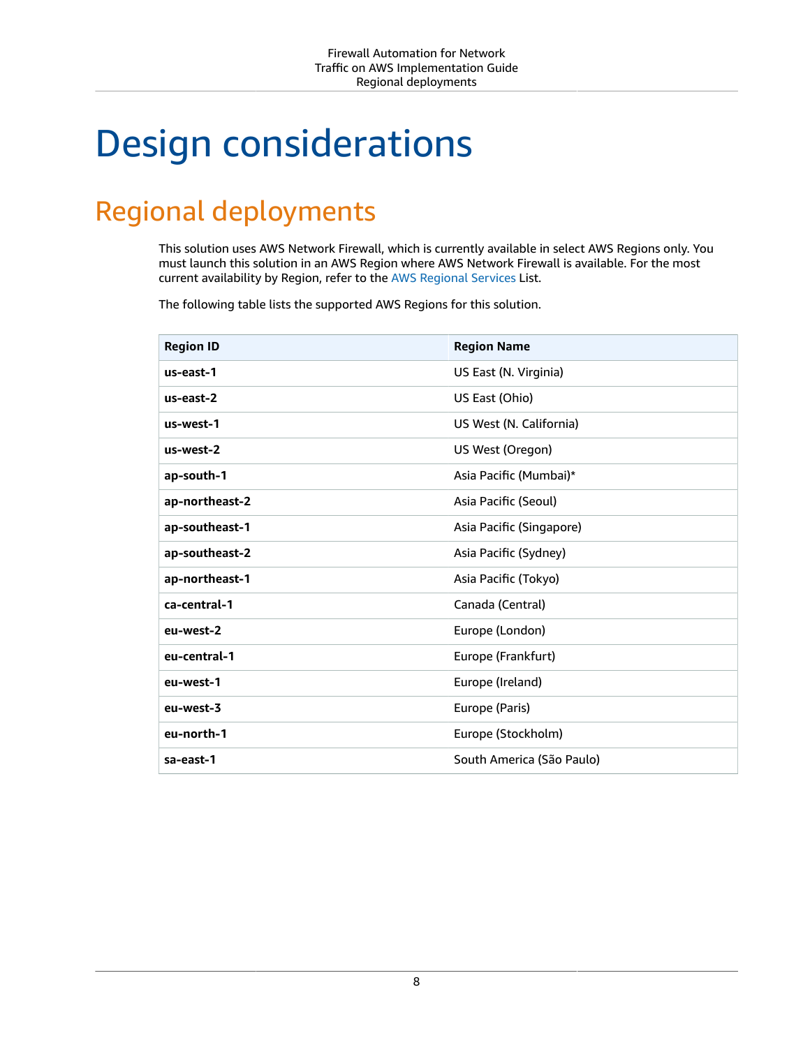# Design considerations

## Regional deployments

This solution uses AWS Network Firewall, which is currently available in select AWS Regions only. You must launch this solution in an AWS Region where AWS Network Firewall is available. For the most current availability by Region, refer to the AWS Regional Services List.

The following table lists the supported AWS Regions for this solution.

| Region ID | Region Name |
| --- | --- |
| **us-east-1** | US East (N. Virginia) |
| **us-east-2** | US East (Ohio) |
| **us-west-1** | US West (N. California) |
| **us-west-2** | US West (Oregon) |
| **ap-south-1** | Asia Pacific (Mumbai)* |
| **ap-northeast-2** | Asia Pacific (Seoul) |
| **ap-southeast-1** | Asia Pacific (Singapore) |
| **ap-southeast-2** | Asia Pacific (Sydney) |
| **ap-northeast-1** | Asia Pacific (Tokyo) |
| **ca-central-1** | Canada (Central) |
| **eu-west-2** | Europe (London) |
| **eu-central-1** | Europe (Frankfurt) |
| **eu-west-1** | Europe (Ireland) |
| **eu-west-3** | Europe (Paris) |
| **eu-north-1** | Europe (Stockholm) |
| **sa-east-1** | South America (São Paulo) |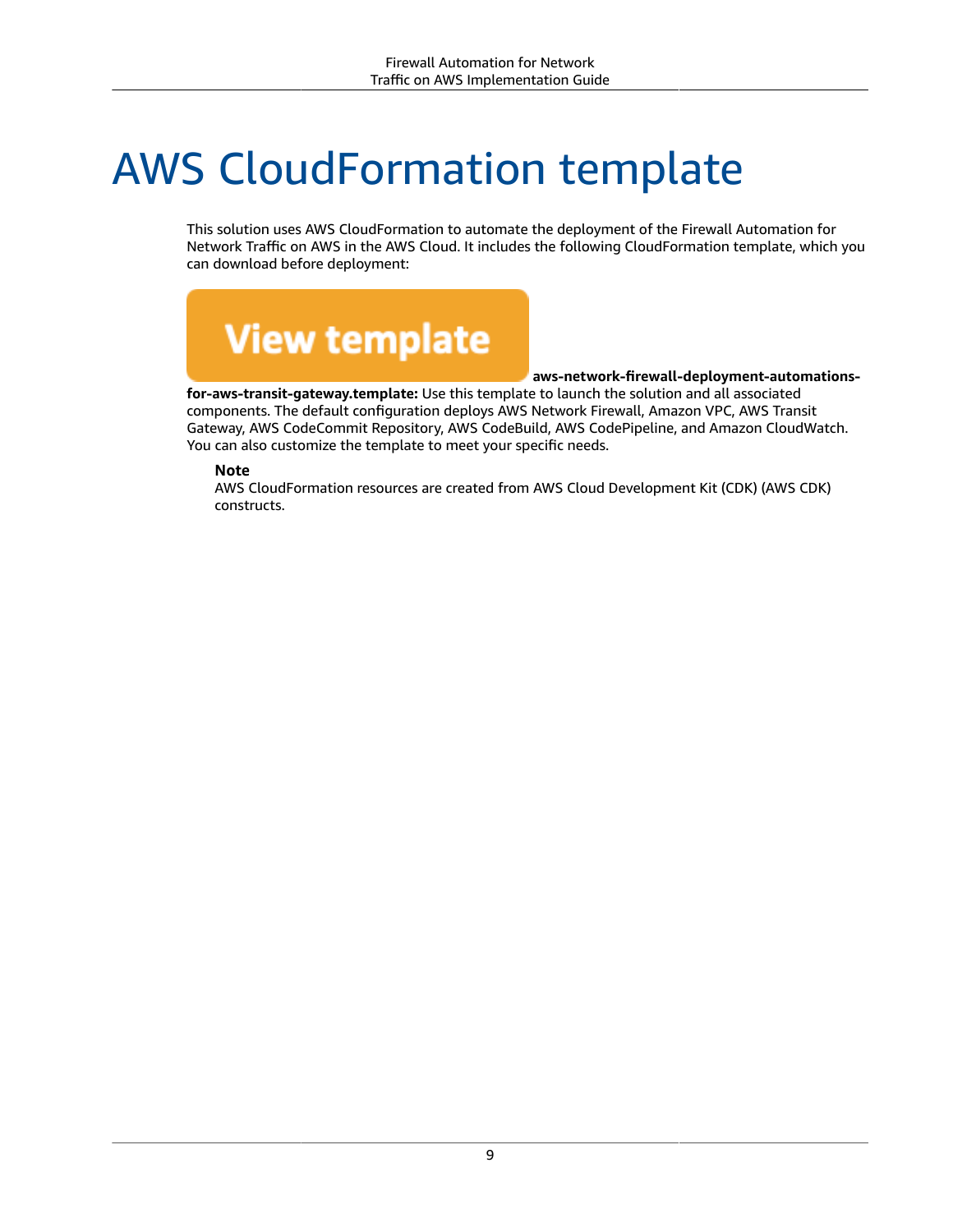# AWS CloudFormation template

This solution uses AWS CloudFormation to automate the deployment of the Firewall Automation for Network Traffic on AWS in the AWS Cloud. It includes the following CloudFormation template, which you can download before deployment:

View template **aws-network-firewall-deployment-automations-for-aws-transit-gateway.template:** Use this template to launch the solution and all associated components. The default configuration deploys AWS Network Firewall, Amazon VPC, AWS Transit Gateway, AWS CodeCommit Repository, AWS CodeBuild, AWS CodePipeline, and Amazon CloudWatch. You can also customize the template to meet your specific needs.

> **Note**
> AWS CloudFormation resources are created from AWS Cloud Development Kit (CDK) (AWS CDK) constructs.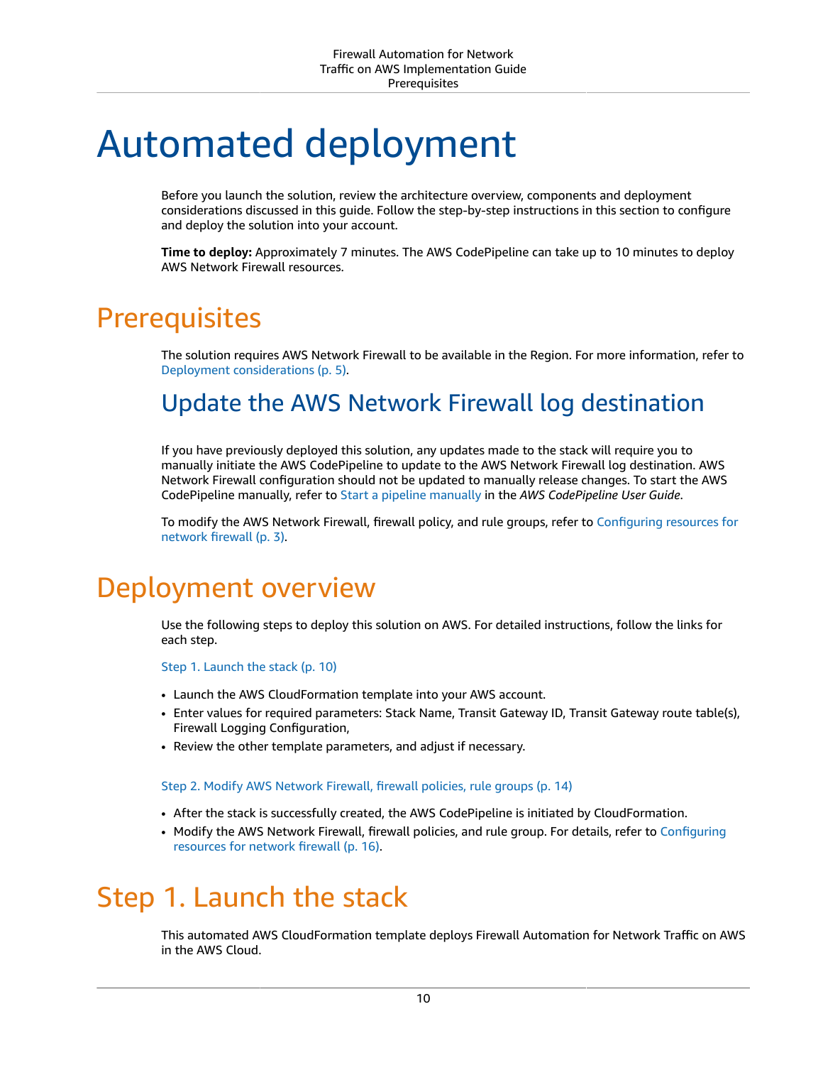# Automated deployment

Before you launch the solution, review the architecture overview, components and deployment considerations discussed in this guide. Follow the step-by-step instructions in this section to configure and deploy the solution into your account.

**Time to deploy:** Approximately 7 minutes. The AWS CodePipeline can take up to 10 minutes to deploy AWS Network Firewall resources.

## Prerequisites

The solution requires AWS Network Firewall to be available in the Region. For more information, refer to Deployment considerations (p. 5).

### Update the AWS Network Firewall log destination

If you have previously deployed this solution, any updates made to the stack will require you to manually initiate the AWS CodePipeline to update to the AWS Network Firewall log destination. AWS Network Firewall configuration should not be updated to manually release changes. To start the AWS CodePipeline manually, refer to Start a pipeline manually in the *AWS CodePipeline User Guide*.

To modify the AWS Network Firewall, firewall policy, and rule groups, refer to Configuring resources for network firewall (p. 3).

## Deployment overview

Use the following steps to deploy this solution on AWS. For detailed instructions, follow the links for each step.

Step 1. Launch the stack (p. 10)

- Launch the AWS CloudFormation template into your AWS account.
- Enter values for required parameters: Stack Name, Transit Gateway ID, Transit Gateway route table(s), Firewall Logging Configuration,
- Review the other template parameters, and adjust if necessary.

Step 2. Modify AWS Network Firewall, firewall policies, rule groups (p. 14)

- After the stack is successfully created, the AWS CodePipeline is initiated by CloudFormation.
- Modify the AWS Network Firewall, firewall policies, and rule group. For details, refer to Configuring resources for network firewall (p. 16).

## Step 1. Launch the stack

This automated AWS CloudFormation template deploys Firewall Automation for Network Traffic on AWS in the AWS Cloud.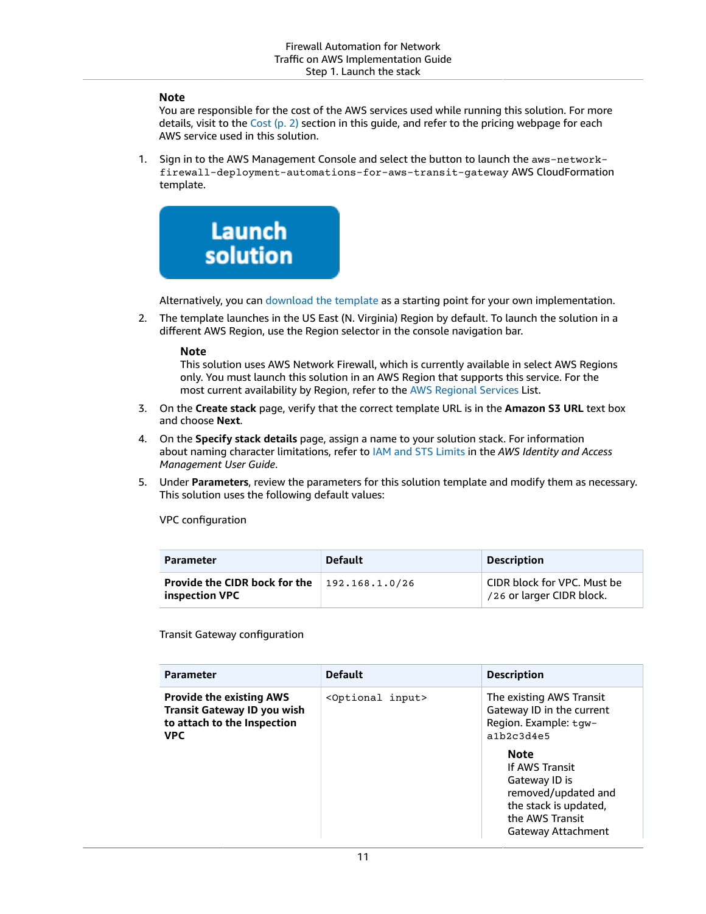**Note**
You are responsible for the cost of the AWS services used while running this solution. For more details, visit to the Cost (p. 2) section in this guide, and refer to the pricing webpage for each AWS service used in this solution.

1. Sign in to the AWS Management Console and select the button to launch the `aws-network-firewall-deployment-automations-for-aws-transit-gateway` AWS CloudFormation template.

   **Launch solution**

   Alternatively, you can download the template as a starting point for your own implementation.

2. The template launches in the US East (N. Virginia) Region by default. To launch the solution in a different AWS Region, use the Region selector in the console navigation bar.

   **Note**
   This solution uses AWS Network Firewall, which is currently available in select AWS Regions only. You must launch this solution in an AWS Region that supports this service. For the most current availability by Region, refer to the AWS Regional Services List.

3. On the **Create stack** page, verify that the correct template URL is in the **Amazon S3 URL** text box and choose **Next**.

4. On the **Specify stack details** page, assign a name to your solution stack. For information about naming character limitations, refer to IAM and STS Limits in the *AWS Identity and Access Management User Guide*.

5. Under **Parameters**, review the parameters for this solution template and modify them as necessary. This solution uses the following default values:

   VPC configuration

| Parameter | Default | Description |
|---|---|---|
| **Provide the CIDR bock for the inspection VPC** | `192.168.1.0/26` | CIDR block for VPC. Must be `/26` or larger CIDR block. |

   Transit Gateway configuration

| Parameter | Default | Description |
|---|---|---|
| **Provide the existing AWS Transit Gateway ID you wish to attach to the Inspection VPC** | `<Optional input>` | The existing AWS Transit Gateway ID in the current Region. Example: `tgw-a1b2c3d4e5` **Note** If AWS Transit Gateway ID is removed/updated and the stack is updated, the AWS Transit Gateway Attachment |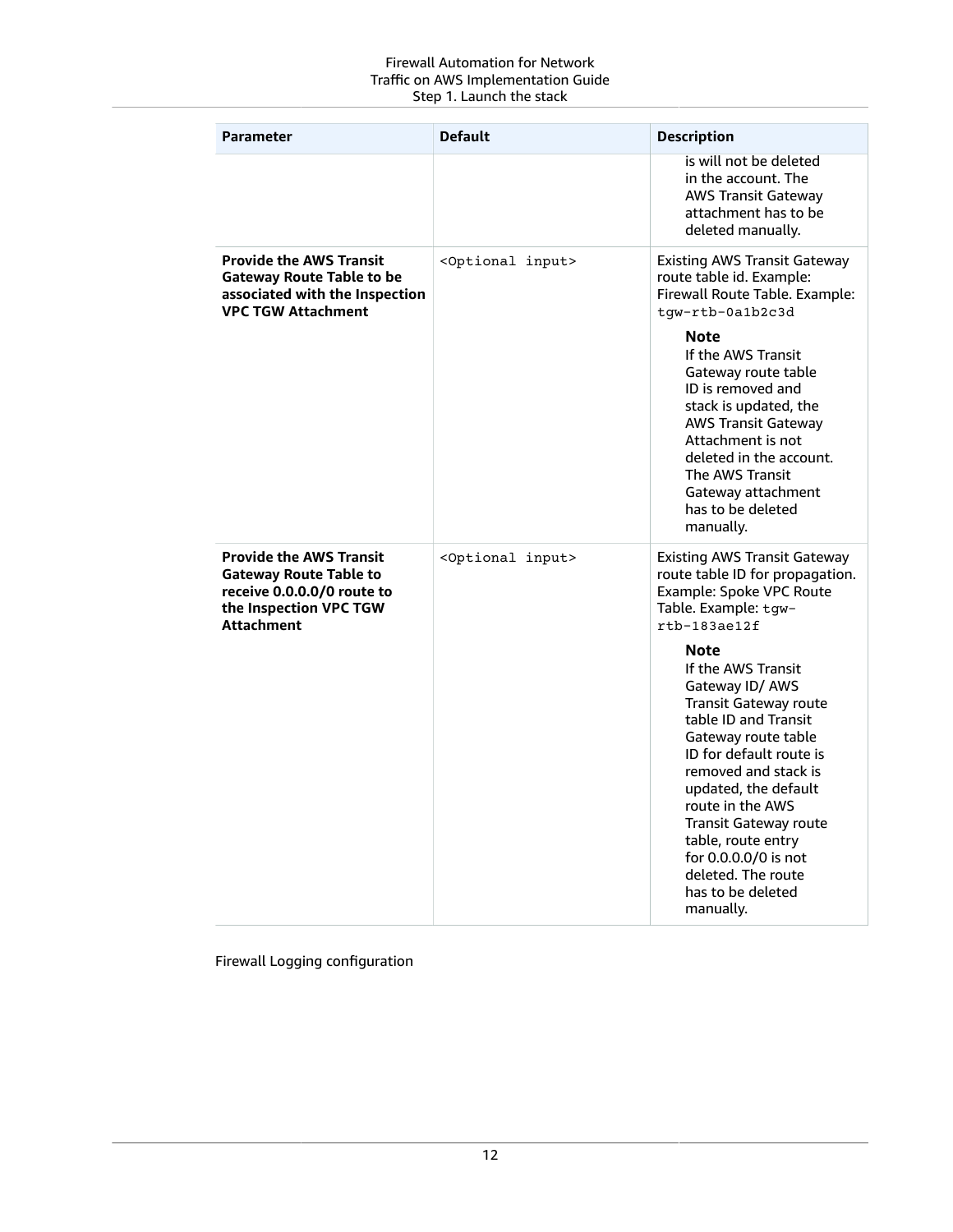| Parameter | Default | Description |
|---|---|---|
| | | is will not be deleted in the account. The AWS Transit Gateway attachment has to be deleted manually. |
| **Provide the AWS Transit Gateway Route Table to be associated with the Inspection VPC TGW Attachment** | `<Optional input>` | Existing AWS Transit Gateway route table id. Example: Firewall Route Table. Example: `tgw-rtb-0a1b2c3d` **Note** If the AWS Transit Gateway route table ID is removed and stack is updated, the AWS Transit Gateway Attachment is not deleted in the account. The AWS Transit Gateway attachment has to be deleted manually. |
| **Provide the AWS Transit Gateway Route Table to receive 0.0.0.0/0 route to the Inspection VPC TGW Attachment** | `<Optional input>` | Existing AWS Transit Gateway route table ID for propagation. Example: Spoke VPC Route Table. Example: `tgw-rtb-183ae12f` **Note** If the AWS Transit Gateway ID/ AWS Transit Gateway route table ID and Transit Gateway route table ID for default route is removed and stack is updated, the default route in the AWS Transit Gateway route table, route entry for 0.0.0.0/0 is not deleted. The route has to be deleted manually. |

Firewall Logging configuration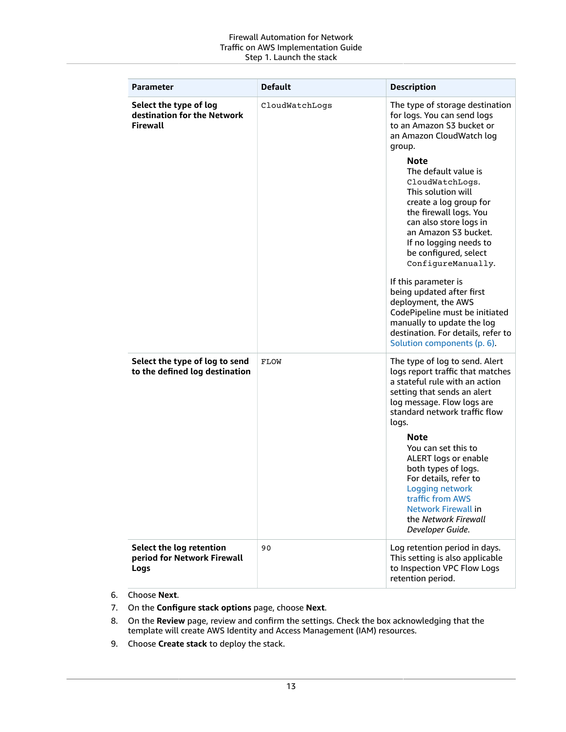| Parameter | Default | Description |
| --- | --- | --- |
| **Select the type of log destination for the Network Firewall** | `CloudWatchLogs` | The type of storage destination for logs. You can send logs to an Amazon S3 bucket or an Amazon CloudWatch log group. **Note** The default value is `CloudWatchLogs`. This solution will create a log group for the firewall logs. You can also store logs in an Amazon S3 bucket. If no logging needs to be configured, select `ConfigureManually`. If this parameter is being updated after first deployment, the AWS CodePipeline must be initiated manually to update the log destination. For details, refer to Solution components (p. 6). |
| **Select the type of log to send to the defined log destination** | `FLOW` | The type of log to send. Alert logs report traffic that matches a stateful rule with an action setting that sends an alert log message. Flow logs are standard network traffic flow logs. **Note** You can set this to ALERT logs or enable both types of logs. For details, refer to Logging network traffic from AWS Network Firewall in the *Network Firewall Developer Guide*. |
| **Select the log retention period for Network Firewall Logs** | `90` | Log retention period in days. This setting is also applicable to Inspection VPC Flow Logs retention period. |

6. Choose **Next**.
7. On the **Configure stack options** page, choose **Next**.
8. On the **Review** page, review and confirm the settings. Check the box acknowledging that the template will create AWS Identity and Access Management (IAM) resources.
9. Choose **Create stack** to deploy the stack.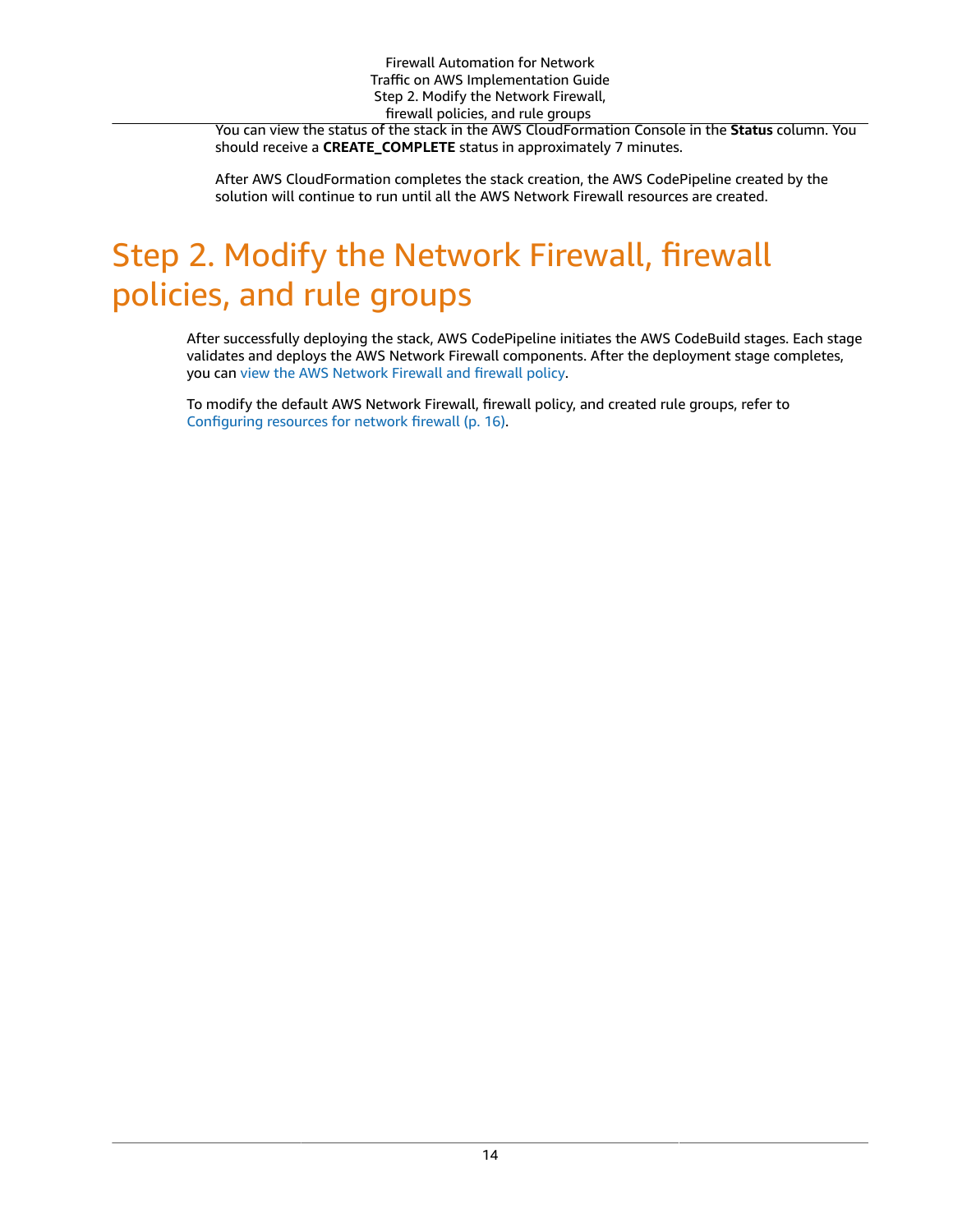You can view the status of the stack in the AWS CloudFormation Console in the **Status** column. You should receive a **CREATE_COMPLETE** status in approximately 7 minutes.

After AWS CloudFormation completes the stack creation, the AWS CodePipeline created by the solution will continue to run until all the AWS Network Firewall resources are created.

# Step 2. Modify the Network Firewall, firewall policies, and rule groups

After successfully deploying the stack, AWS CodePipeline initiates the AWS CodeBuild stages. Each stage validates and deploys the AWS Network Firewall components. After the deployment stage completes, you can view the AWS Network Firewall and firewall policy.

To modify the default AWS Network Firewall, firewall policy, and created rule groups, refer to Configuring resources for network firewall (p. 16).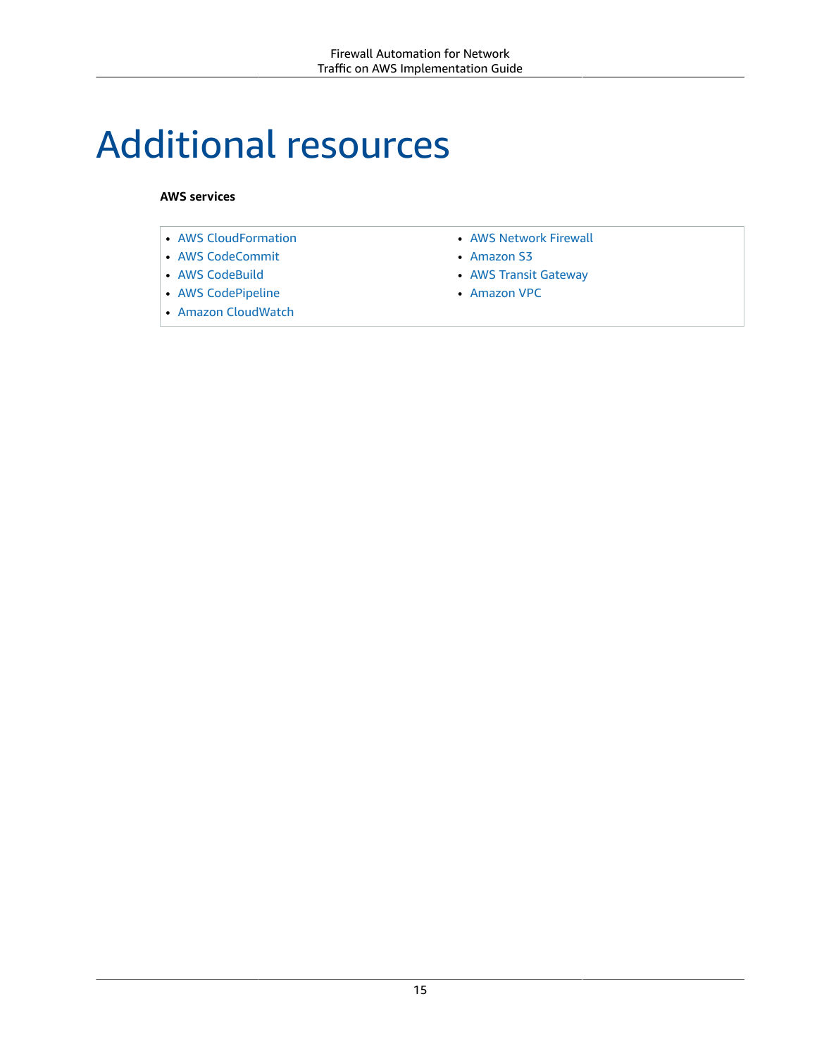# Additional resources

**AWS services**

- AWS CloudFormation
- AWS CodeCommit
- AWS CodeBuild
- AWS CodePipeline
- Amazon CloudWatch
- AWS Network Firewall
- Amazon S3
- AWS Transit Gateway
- Amazon VPC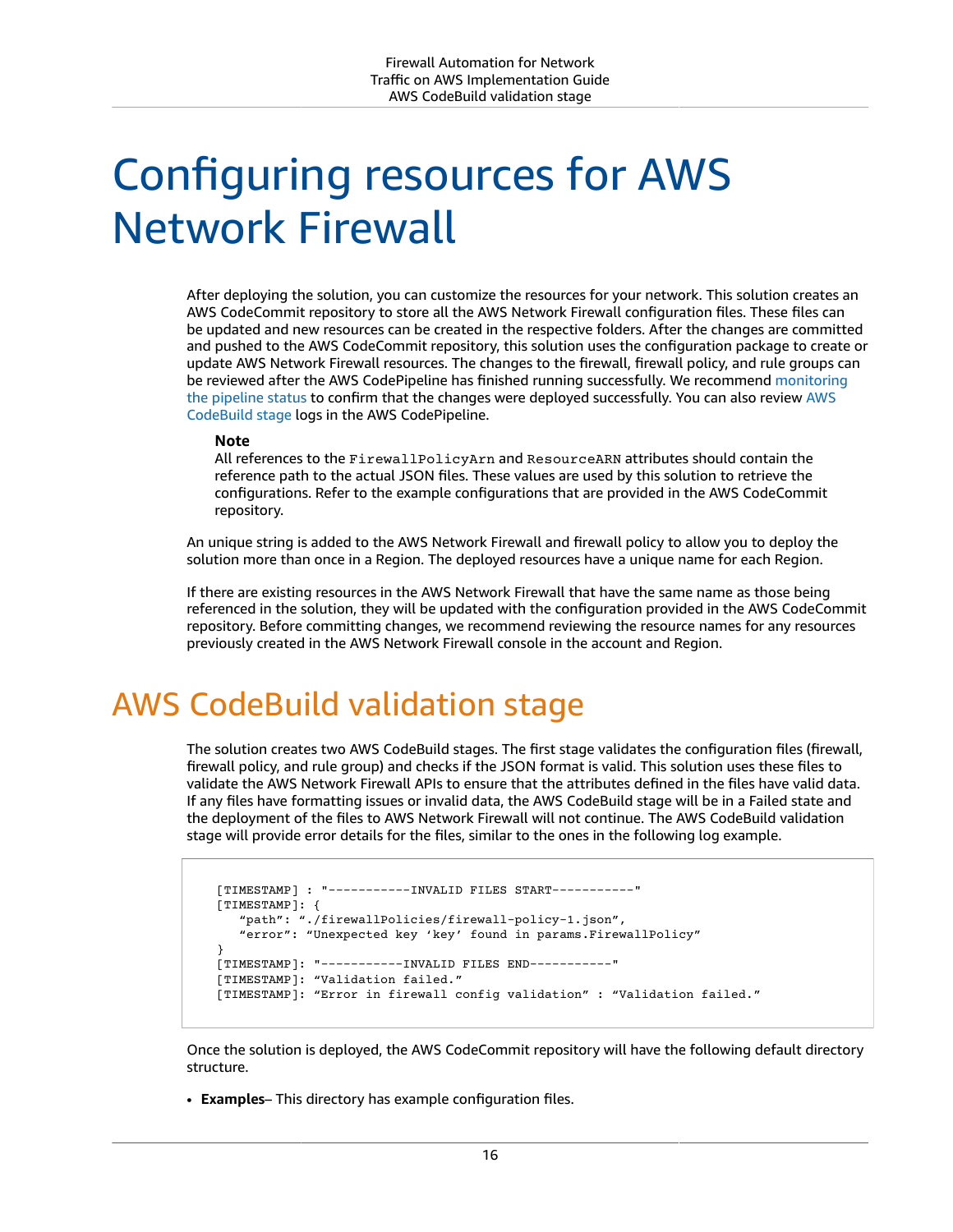# Configuring resources for AWS Network Firewall

After deploying the solution, you can customize the resources for your network. This solution creates an AWS CodeCommit repository to store all the AWS Network Firewall configuration files. These files can be updated and new resources can be created in the respective folders. After the changes are committed and pushed to the AWS CodeCommit repository, this solution uses the configuration package to create or update AWS Network Firewall resources. The changes to the firewall, firewall policy, and rule groups can be reviewed after the AWS CodePipeline has finished running successfully. We recommend monitoring the pipeline status to confirm that the changes were deployed successfully. You can also review AWS CodeBuild stage logs in the AWS CodePipeline.

**Note**
All references to the `FirewallPolicyArn` and `ResourceARN` attributes should contain the reference path to the actual JSON files. These values are used by this solution to retrieve the configurations. Refer to the example configurations that are provided in the AWS CodeCommit repository.

An unique string is added to the AWS Network Firewall and firewall policy to allow you to deploy the solution more than once in a Region. The deployed resources have a unique name for each Region.

If there are existing resources in the AWS Network Firewall that have the same name as those being referenced in the solution, they will be updated with the configuration provided in the AWS CodeCommit repository. Before committing changes, we recommend reviewing the resource names for any resources previously created in the AWS Network Firewall console in the account and Region.

## AWS CodeBuild validation stage

The solution creates two AWS CodeBuild stages. The first stage validates the configuration files (firewall, firewall policy, and rule group) and checks if the JSON format is valid. This solution uses these files to validate the AWS Network Firewall APIs to ensure that the attributes defined in the files have valid data. If any files have formatting issues or invalid data, the AWS CodeBuild stage will be in a Failed state and the deployment of the files to AWS Network Firewall will not continue. The AWS CodeBuild validation stage will provide error details for the files, similar to the ones in the following log example.

```
[TIMESTAMP] : "-----------INVALID FILES START-----------"
[TIMESTAMP]: {
   “path”: “./firewallPolicies/firewall-policy-1.json”,
   “error”: “Unexpected key ‘key’ found in params.FirewallPolicy”
}
[TIMESTAMP]: "-----------INVALID FILES END-----------"
[TIMESTAMP]: “Validation failed.”
[TIMESTAMP]: “Error in firewall config validation” : “Validation failed.”
```

Once the solution is deployed, the AWS CodeCommit repository will have the following default directory structure.

- **Examples**– This directory has example configuration files.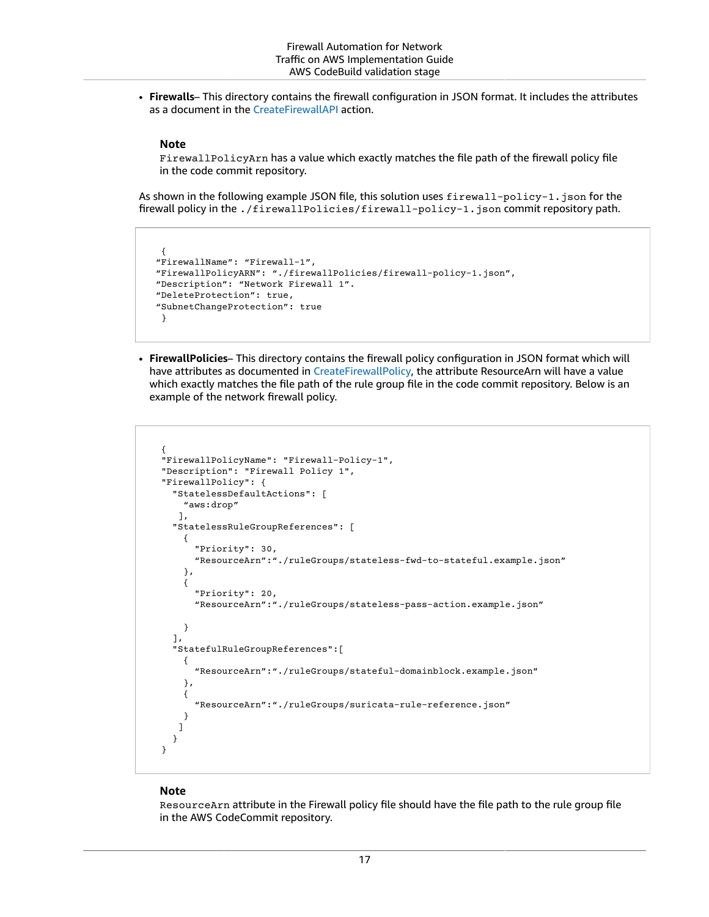- **Firewalls**– This directory contains the firewall configuration in JSON format. It includes the attributes as a document in the CreateFirewallAPI action.

> **Note**
>
> `FirewallPolicyArn` has a value which exactly matches the file path of the firewall policy file in the code commit repository.

As shown in the following example JSON file, this solution uses `firewall-policy-1.json` for the firewall policy in the `./firewallPolicies/firewall-policy-1.json` commit repository path.

```
 {
“FirewallName”: “Firewall-1”,
“FirewallPolicyARN”: “./firewallPolicies/firewall-policy-1.json”,
“Description”: “Network Firewall 1”.
“DeleteProtection”: true,
“SubnetChangeProtection”: true
 }
```

- **FirewallPolicies**– This directory contains the firewall policy configuration in JSON format which will have attributes as documented in CreateFirewallPolicy, the attribute ResourceArn will have a value which exactly matches the file path of the rule group file in the code commit repository. Below is an example of the network firewall policy.

```
{
"FirewallPolicyName": "Firewall-Policy-1",
"Description": "Firewall Policy 1",
"FirewallPolicy": {
  "StatelessDefaultActions": [
    “aws:drop”
   ],
  "StatelessRuleGroupReferences": [
    {
      "Priority": 30,
      “ResourceArn”:“./ruleGroups/stateless-fwd-to-stateful.example.json”
    },
    {
      "Priority": 20,
      “ResourceArn”:“./ruleGroups/stateless-pass-action.example.json”

    }
  ],
  "StatefulRuleGroupReferences":[
    {
      “ResourceArn”:“./ruleGroups/stateful-domainblock.example.json”
    },
    {
      “ResourceArn”:“./ruleGroups/suricata-rule-reference.json”
    }
   ]
  }
}
```

> **Note**
>
> `ResourceArn` attribute in the Firewall policy file should have the file path to the rule group file in the AWS CodeCommit repository.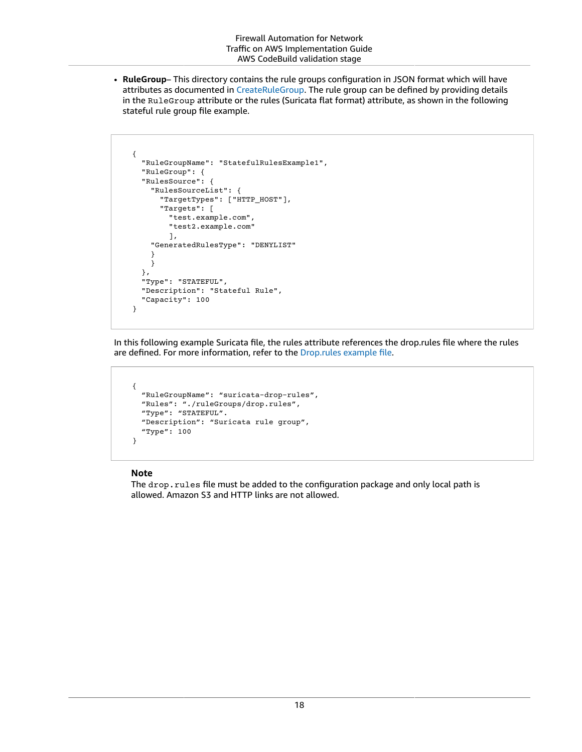- **RuleGroup**– This directory contains the rule groups configuration in JSON format which will have attributes as documented in CreateRuleGroup. The rule group can be defined by providing details in the `RuleGroup` attribute or the rules (Suricata flat format) attribute, as shown in the following stateful rule group file example.

```
{
  "RuleGroupName": "StatefulRulesExample1",
  "RuleGroup": {
  "RulesSource": {
    "RulesSourceList": {
      "TargetTypes": ["HTTP_HOST"],
      "Targets": [
        "test.example.com",
        "test2.example.com"
        ],
    "GeneratedRulesType": "DENYLIST"
    }
    }
  },
  "Type": "STATEFUL",
  "Description": "Stateful Rule",
  "Capacity": 100
}
```

In this following example Suricata file, the rules attribute references the drop.rules file where the rules are defined. For more information, refer to the Drop.rules example file.

```
{
  “RuleGroupName”: “suricata-drop-rules”,
  “Rules”: “./ruleGroups/drop.rules”,
  “Type”: “STATEFUL”.
  “Description”: “Suricata rule group”,
  “Type”: 100
}
```

> **Note**
> The `drop.rules` file must be added to the configuration package and only local path is allowed. Amazon S3 and HTTP links are not allowed.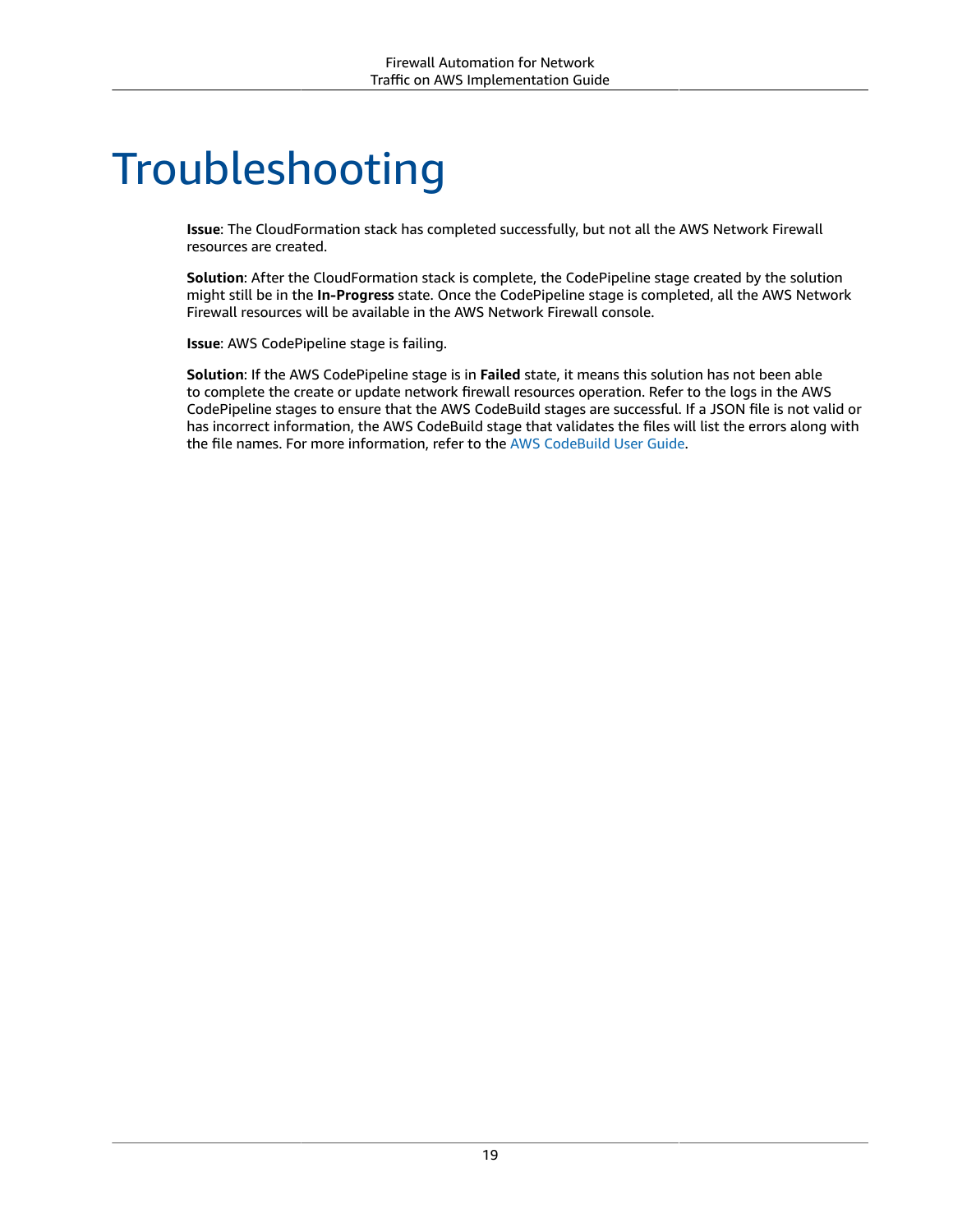# Troubleshooting

**Issue**: The CloudFormation stack has completed successfully, but not all the AWS Network Firewall resources are created.

**Solution**: After the CloudFormation stack is complete, the CodePipeline stage created by the solution might still be in the **In-Progress** state. Once the CodePipeline stage is completed, all the AWS Network Firewall resources will be available in the AWS Network Firewall console.

**Issue**: AWS CodePipeline stage is failing.

**Solution**: If the AWS CodePipeline stage is in **Failed** state, it means this solution has not been able to complete the create or update network firewall resources operation. Refer to the logs in the AWS CodePipeline stages to ensure that the AWS CodeBuild stages are successful. If a JSON file is not valid or has incorrect information, the AWS CodeBuild stage that validates the files will list the errors along with the file names. For more information, refer to the AWS CodeBuild User Guide.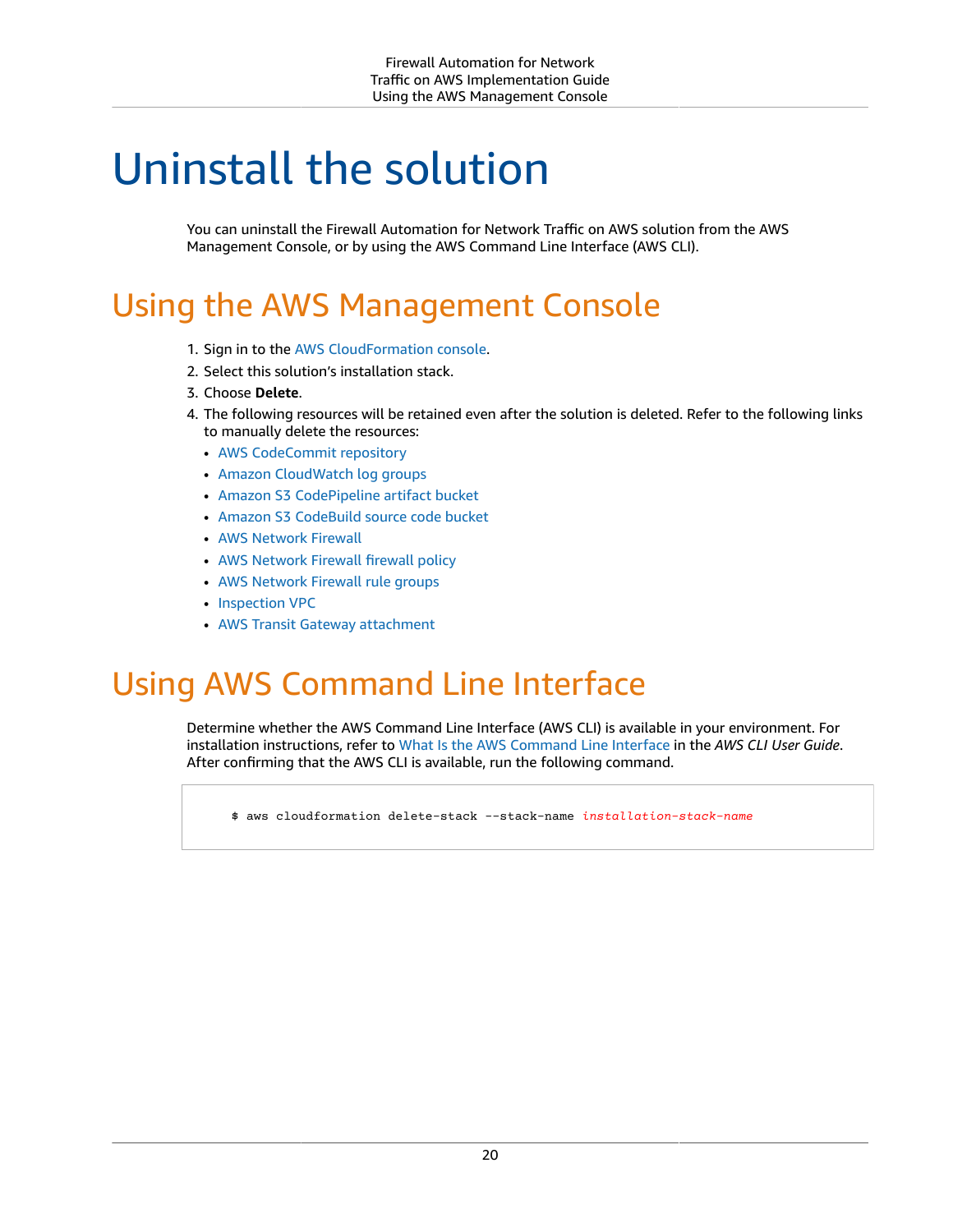# Uninstall the solution

You can uninstall the Firewall Automation for Network Traffic on AWS solution from the AWS Management Console, or by using the AWS Command Line Interface (AWS CLI).

## Using the AWS Management Console

1. Sign in to the AWS CloudFormation console.
2. Select this solution's installation stack.
3. Choose **Delete**.
4. The following resources will be retained even after the solution is deleted. Refer to the following links to manually delete the resources:
   - AWS CodeCommit repository
   - Amazon CloudWatch log groups
   - Amazon S3 CodePipeline artifact bucket
   - Amazon S3 CodeBuild source code bucket
   - AWS Network Firewall
   - AWS Network Firewall firewall policy
   - AWS Network Firewall rule groups
   - Inspection VPC
   - AWS Transit Gateway attachment

## Using AWS Command Line Interface

Determine whether the AWS Command Line Interface (AWS CLI) is available in your environment. For installation instructions, refer to What Is the AWS Command Line Interface in the *AWS CLI User Guide*. After confirming that the AWS CLI is available, run the following command.

```
$ aws cloudformation delete-stack --stack-name installation-stack-name
```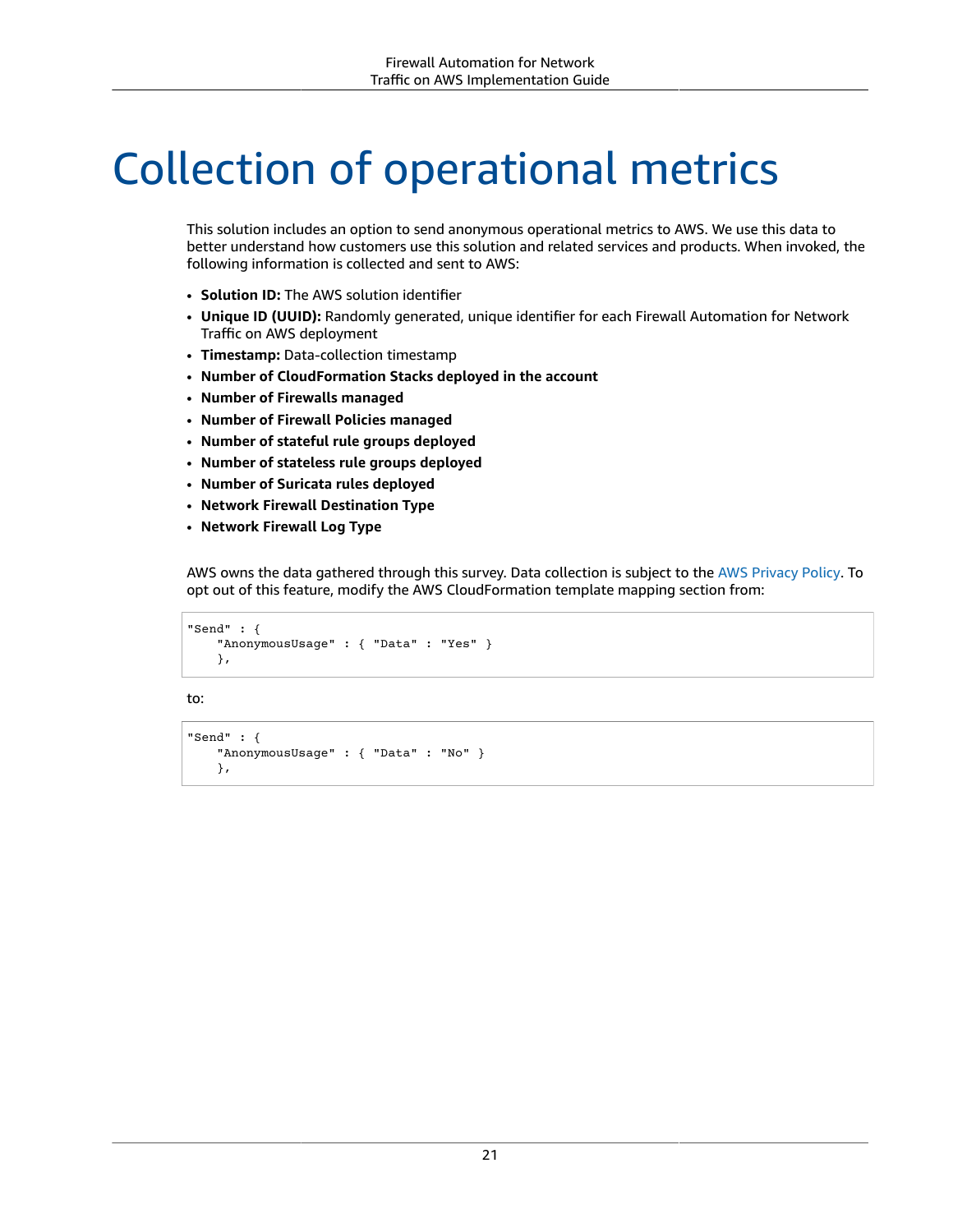# Collection of operational metrics

This solution includes an option to send anonymous operational metrics to AWS. We use this data to better understand how customers use this solution and related services and products. When invoked, the following information is collected and sent to AWS:

- **Solution ID:** The AWS solution identifier
- **Unique ID (UUID):** Randomly generated, unique identifier for each Firewall Automation for Network Traffic on AWS deployment
- **Timestamp:** Data-collection timestamp
- **Number of CloudFormation Stacks deployed in the account**
- **Number of Firewalls managed**
- **Number of Firewall Policies managed**
- **Number of stateful rule groups deployed**
- **Number of stateless rule groups deployed**
- **Number of Suricata rules deployed**
- **Network Firewall Destination Type**
- **Network Firewall Log Type**

AWS owns the data gathered through this survey. Data collection is subject to the AWS Privacy Policy. To opt out of this feature, modify the AWS CloudFormation template mapping section from:

```
"Send" : {
    "AnonymousUsage" : { "Data" : "Yes" }
    },
```

to:

```
"Send" : {
    "AnonymousUsage" : { "Data" : "No" }
    },
```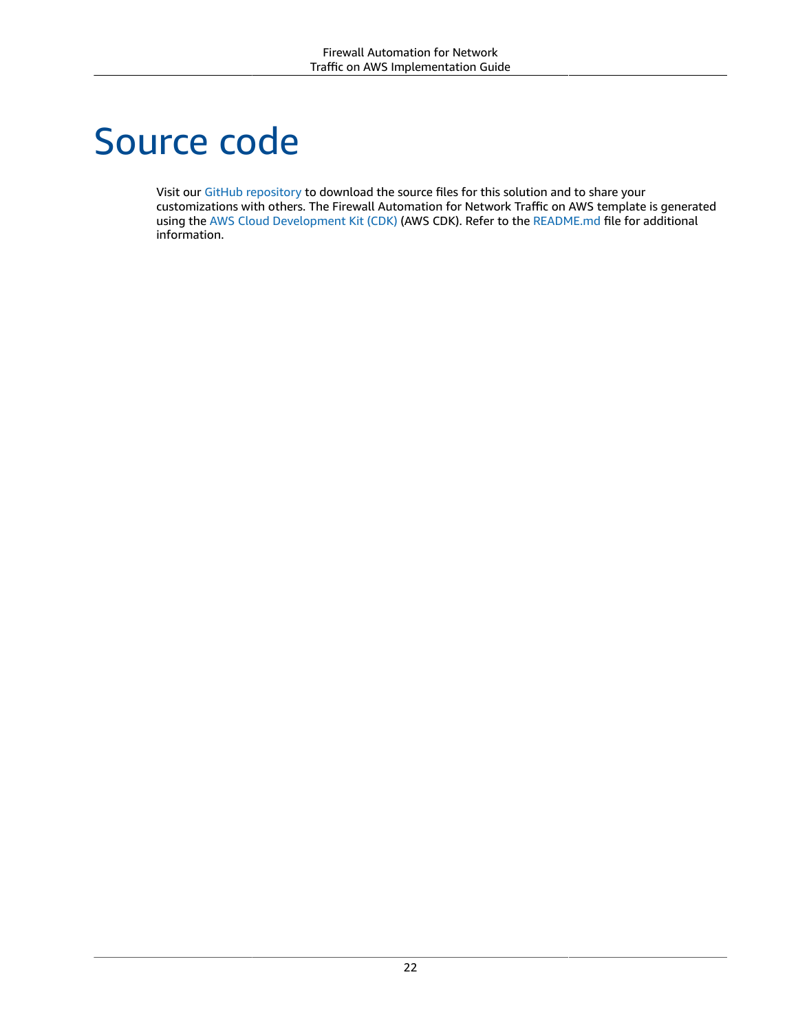# Source code

Visit our GitHub repository to download the source files for this solution and to share your customizations with others. The Firewall Automation for Network Traffic on AWS template is generated using the AWS Cloud Development Kit (CDK) (AWS CDK). Refer to the README.md file for additional information.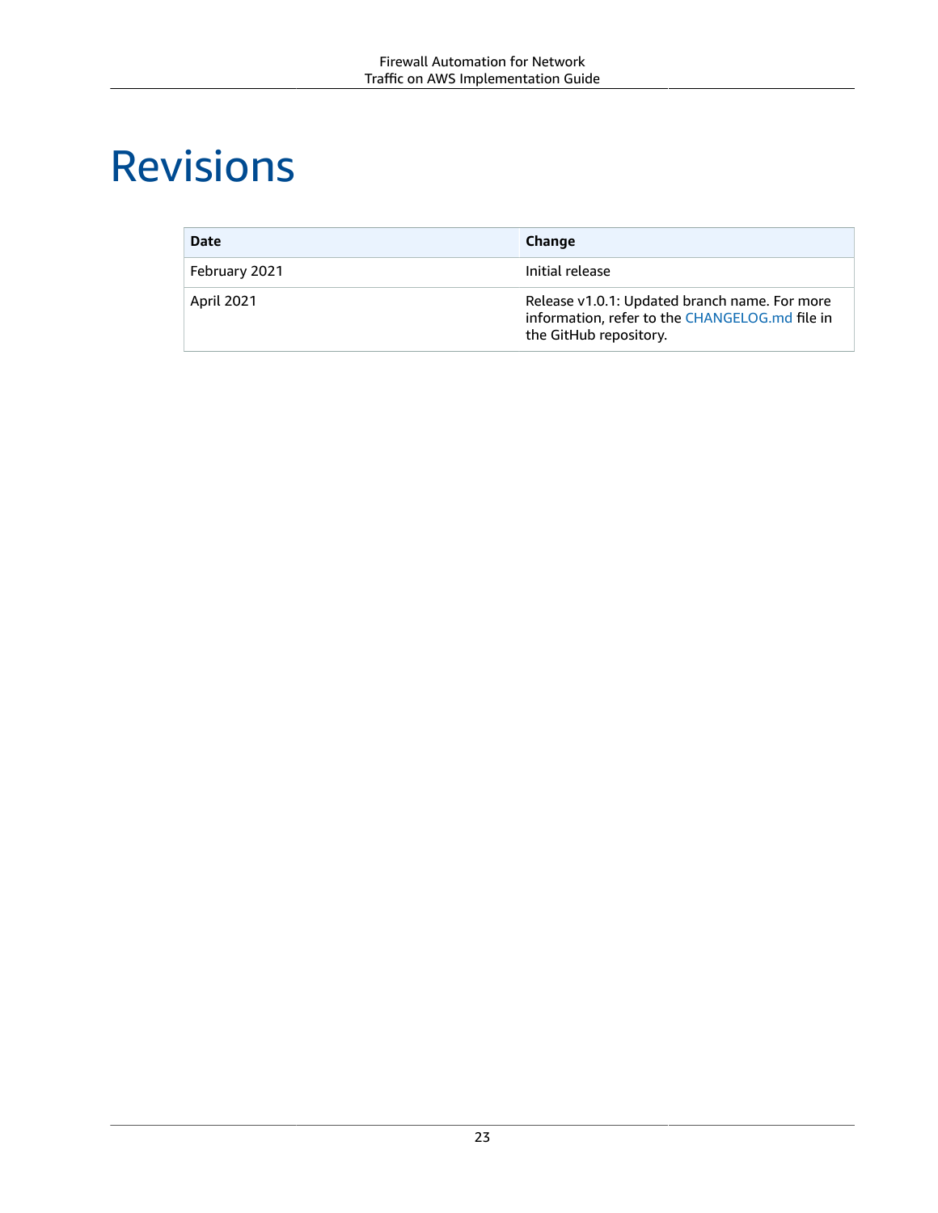# Revisions

| Date | Change |
| --- | --- |
| February 2021 | Initial release |
| April 2021 | Release v1.0.1: Updated branch name. For more information, refer to the CHANGELOG.md file in the GitHub repository. |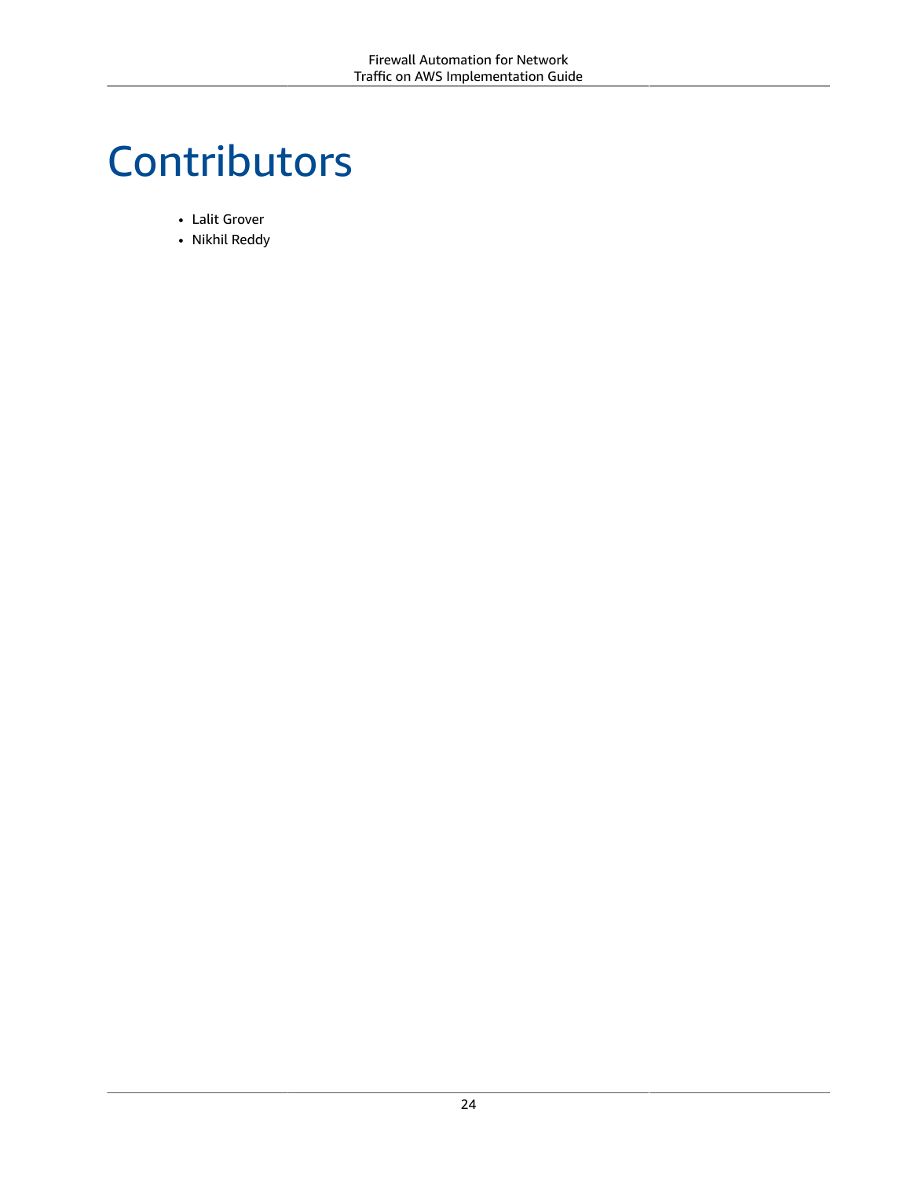# Contributors

- Lalit Grover
- Nikhil Reddy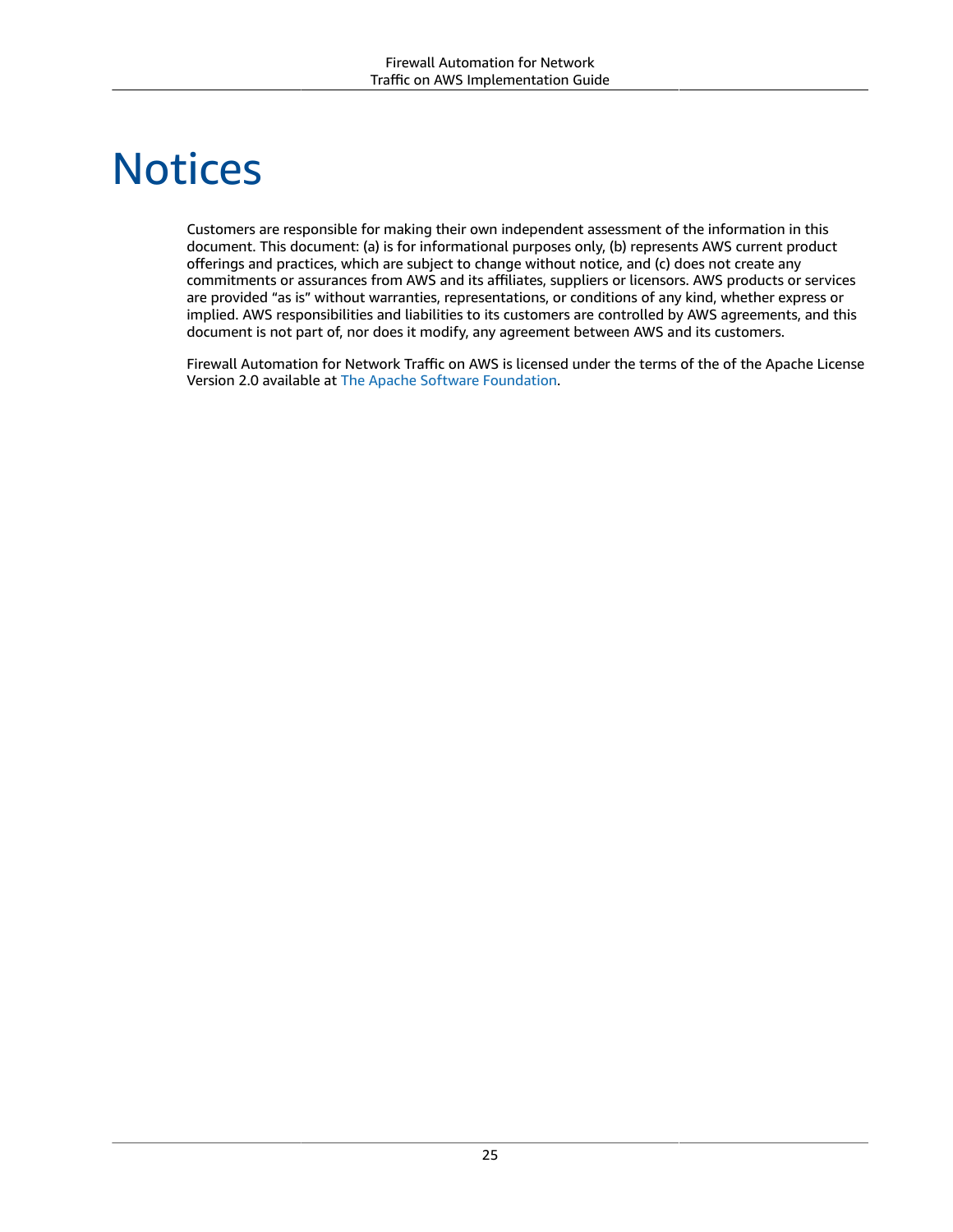# Notices

Customers are responsible for making their own independent assessment of the information in this document. This document: (a) is for informational purposes only, (b) represents AWS current product offerings and practices, which are subject to change without notice, and (c) does not create any commitments or assurances from AWS and its affiliates, suppliers or licensors. AWS products or services are provided "as is" without warranties, representations, or conditions of any kind, whether express or implied. AWS responsibilities and liabilities to its customers are controlled by AWS agreements, and this document is not part of, nor does it modify, any agreement between AWS and its customers.

Firewall Automation for Network Traffic on AWS is licensed under the terms of the of the Apache License Version 2.0 available at The Apache Software Foundation.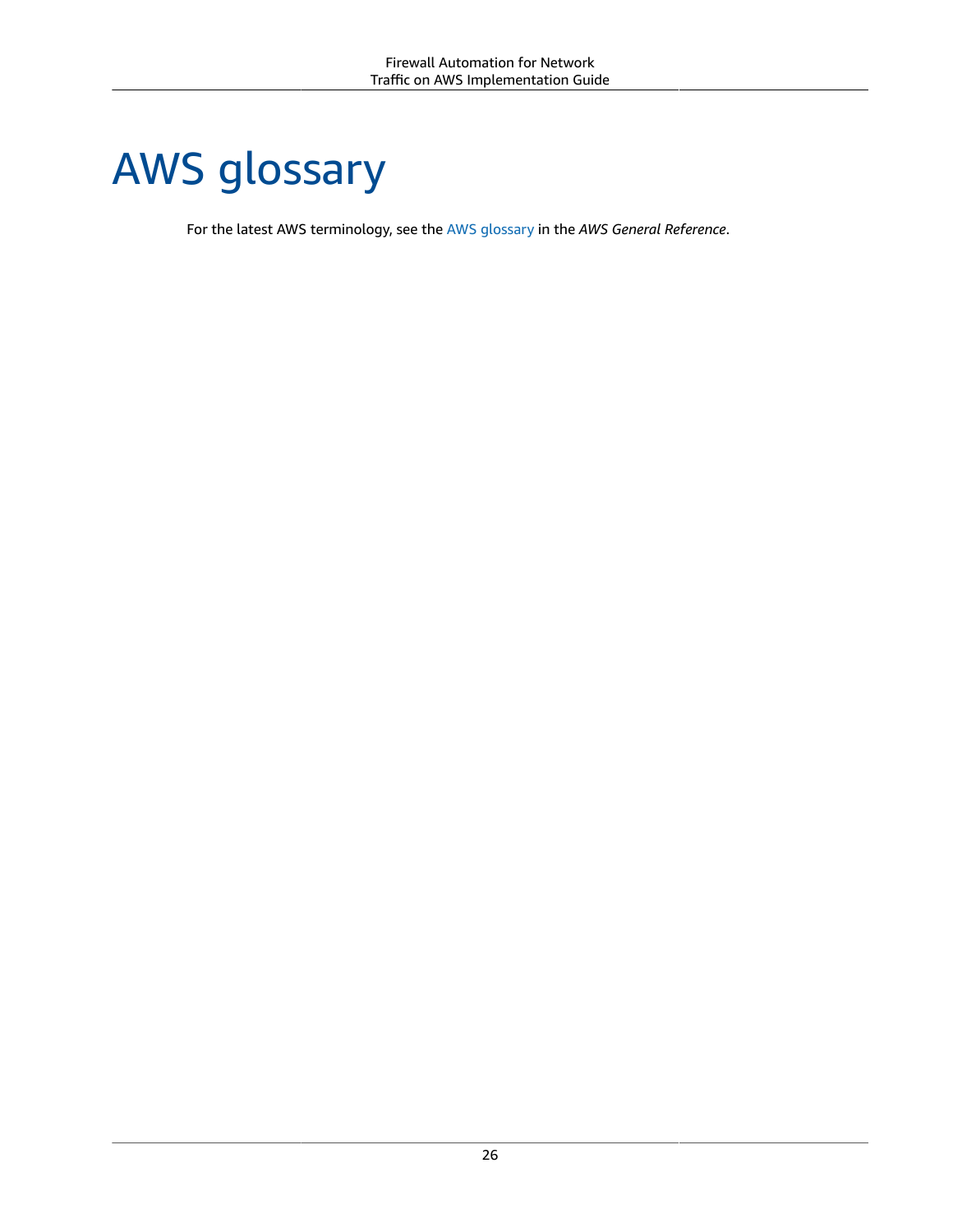# AWS glossary

For the latest AWS terminology, see the AWS glossary in the *AWS General Reference*.